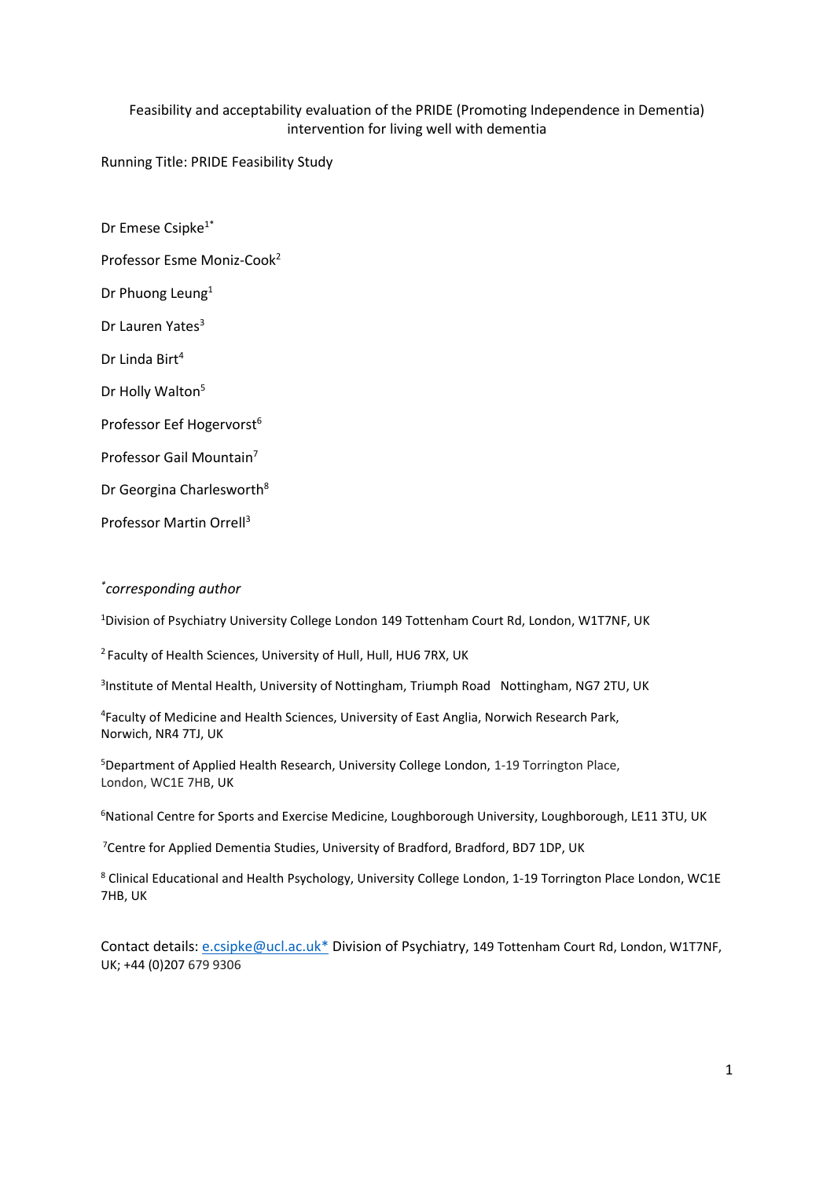# Feasibility and acceptability evaluation of the PRIDE (Promoting Independence in Dementia) intervention for living well with dementia

Running Title: PRIDE Feasibility Study

Dr Emese Csipke[1*]

Professor Esme Moniz-Cook[2]

Dr Phuong Leung[1]

Dr Lauren Yates[3]

Dr Linda Birt[4]

Dr Holly Walton[5]

Professor Eef Hogervorst[6]

Professor Gail Mountain[7]

Dr Georgina Charlesworth[8]

Professor Martin Orrell[3]

*[*]corresponding author*

[1]Division of Psychiatry University College London 149 Tottenham Court Rd, London, W1T7NF, UK

[2] Faculty of Health Sciences, University of Hull, Hull, HU6 7RX, UK

[3]Institute of Mental Health, University of Nottingham, Triumph Road Nottingham, NG7 2TU, UK

[4]Faculty of Medicine and Health Sciences, University of East Anglia, Norwich Research Park, Norwich, NR4 7TJ, UK

[5]Department of Applied Health Research, University College London, 1-19 Torrington Place, London, WC1E 7HB, UK

[6]National Centre for Sports and Exercise Medicine, Loughborough University, Loughborough, LE11 3TU, UK

[7]Centre for Applied Dementia Studies, University of Bradford, Bradford, BD7 1DP, UK

[8] Clinical Educational and Health Psychology, University College London, 1-19 Torrington Place London, WC1E 7HB, UK

Contact details: e.csipke@ucl.ac.uk* Division of Psychiatry, 149 Tottenham Court Rd, London, W1T7NF, UK; +44 (0)207 679 9306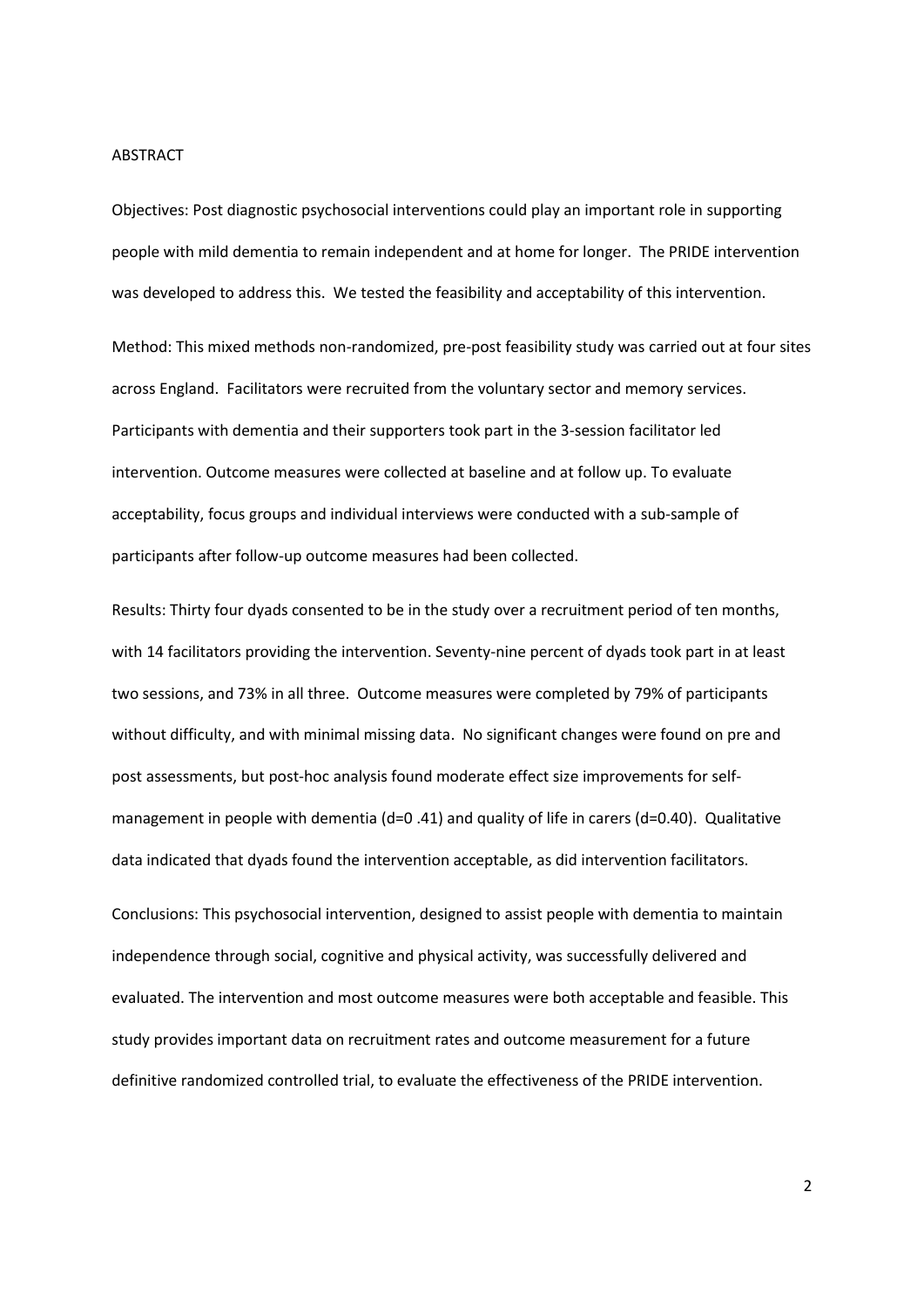## ABSTRACT

Objectives: Post diagnostic psychosocial interventions could play an important role in supporting people with mild dementia to remain independent and at home for longer. The PRIDE intervention was developed to address this. We tested the feasibility and acceptability of this intervention.

Method: This mixed methods non-randomized, pre-post feasibility study was carried out at four sites across England. Facilitators were recruited from the voluntary sector and memory services. Participants with dementia and their supporters took part in the 3-session facilitator led intervention. Outcome measures were collected at baseline and at follow up. To evaluate acceptability, focus groups and individual interviews were conducted with a sub-sample of participants after follow-up outcome measures had been collected.

Results: Thirty four dyads consented to be in the study over a recruitment period of ten months, with 14 facilitators providing the intervention. Seventy-nine percent of dyads took part in at least two sessions, and 73% in all three. Outcome measures were completed by 79% of participants without difficulty, and with minimal missing data. No significant changes were found on pre and post assessments, but post-hoc analysis found moderate effect size improvements for self-management in people with dementia (d=0 .41) and quality of life in carers (d=0.40). Qualitative data indicated that dyads found the intervention acceptable, as did intervention facilitators.

Conclusions: This psychosocial intervention, designed to assist people with dementia to maintain independence through social, cognitive and physical activity, was successfully delivered and evaluated. The intervention and most outcome measures were both acceptable and feasible. This study provides important data on recruitment rates and outcome measurement for a future definitive randomized controlled trial, to evaluate the effectiveness of the PRIDE intervention.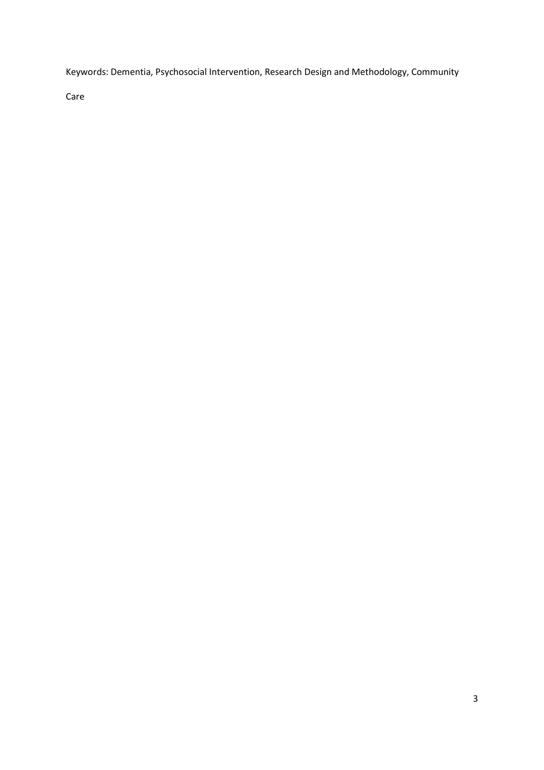Keywords: Dementia, Psychosocial Intervention, Research Design and Methodology, Community Care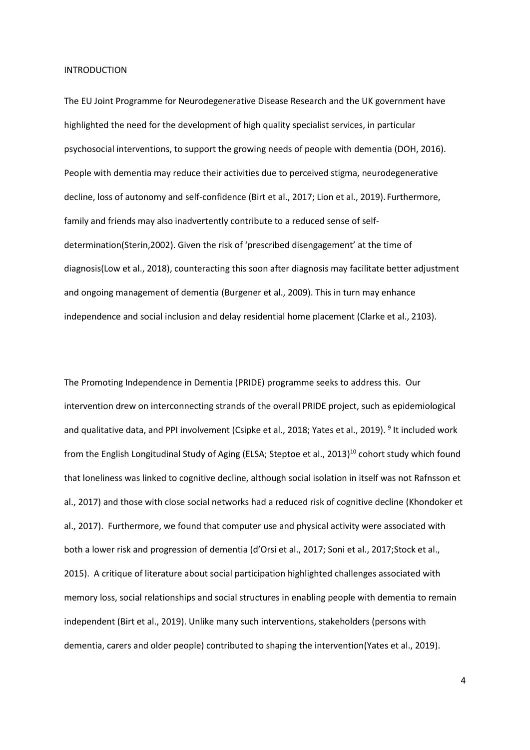INTRODUCTION

The EU Joint Programme for Neurodegenerative Disease Research and the UK government have highlighted the need for the development of high quality specialist services, in particular psychosocial interventions, to support the growing needs of people with dementia (DOH, 2016). People with dementia may reduce their activities due to perceived stigma, neurodegenerative decline, loss of autonomy and self-confidence (Birt et al., 2017; Lion et al., 2019). Furthermore, family and friends may also inadvertently contribute to a reduced sense of self-determination(Sterin,2002). Given the risk of 'prescribed disengagement' at the time of diagnosis(Low et al., 2018), counteracting this soon after diagnosis may facilitate better adjustment and ongoing management of dementia (Burgener et al., 2009). This in turn may enhance independence and social inclusion and delay residential home placement (Clarke et al., 2103).

The Promoting Independence in Dementia (PRIDE) programme seeks to address this. Our intervention drew on interconnecting strands of the overall PRIDE project, such as epidemiological and qualitative data, and PPI involvement (Csipke et al., 2018; Yates et al., 2019). [9] It included work from the English Longitudinal Study of Aging (ELSA; Steptoe et al., 2013)[10] cohort study which found that loneliness was linked to cognitive decline, although social isolation in itself was not Rafnsson et al., 2017) and those with close social networks had a reduced risk of cognitive decline (Khondoker et al., 2017). Furthermore, we found that computer use and physical activity were associated with both a lower risk and progression of dementia (d'Orsi et al., 2017; Soni et al., 2017;Stock et al., 2015). A critique of literature about social participation highlighted challenges associated with memory loss, social relationships and social structures in enabling people with dementia to remain independent (Birt et al., 2019). Unlike many such interventions, stakeholders (persons with dementia, carers and older people) contributed to shaping the intervention(Yates et al., 2019).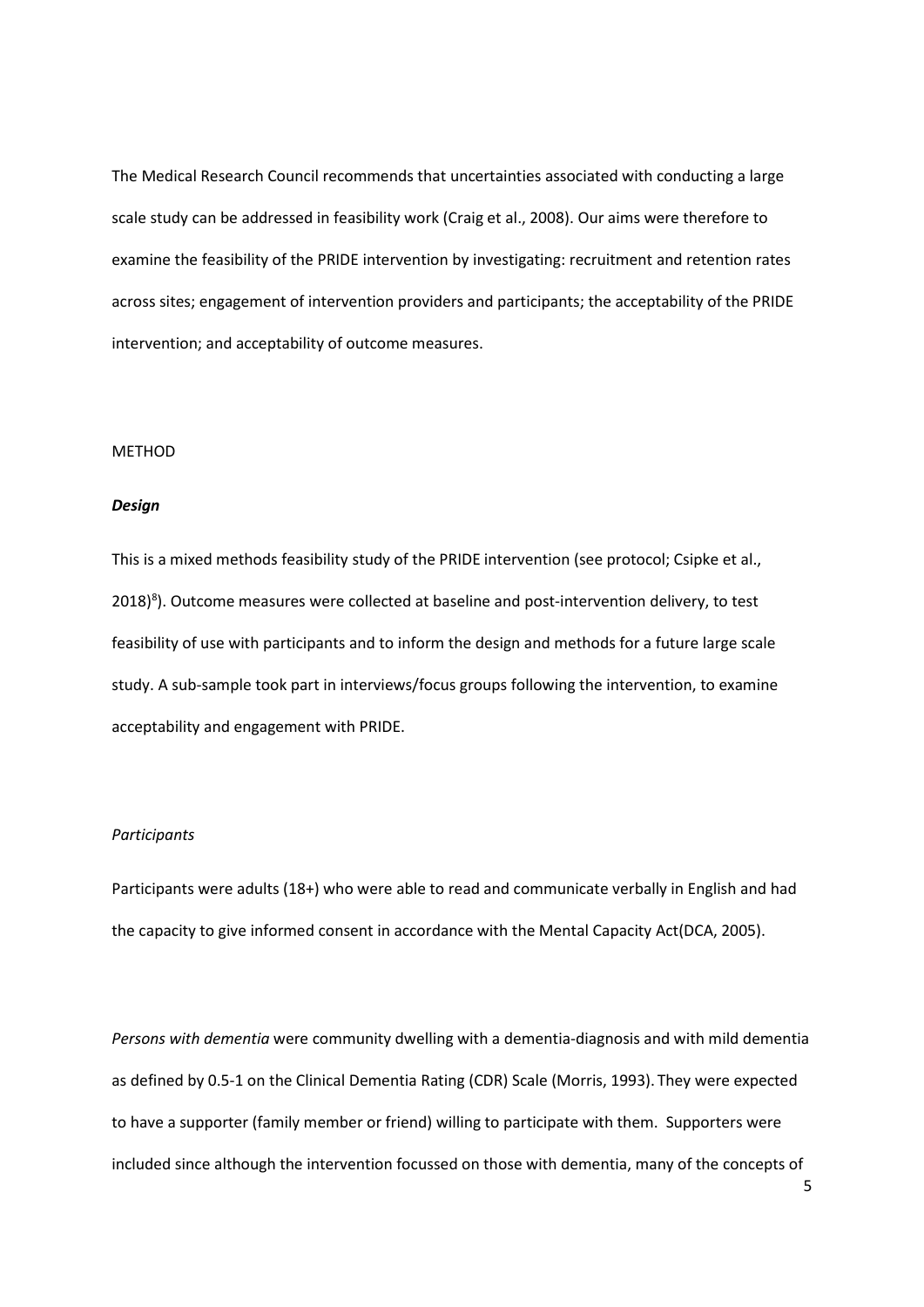The Medical Research Council recommends that uncertainties associated with conducting a large scale study can be addressed in feasibility work (Craig et al., 2008). Our aims were therefore to examine the feasibility of the PRIDE intervention by investigating: recruitment and retention rates across sites; engagement of intervention providers and participants; the acceptability of the PRIDE intervention; and acceptability of outcome measures.

METHOD

***Design***

This is a mixed methods feasibility study of the PRIDE intervention (see protocol; Csipke et al., 2018)[8]). Outcome measures were collected at baseline and post-intervention delivery, to test feasibility of use with participants and to inform the design and methods for a future large scale study. A sub-sample took part in interviews/focus groups following the intervention, to examine acceptability and engagement with PRIDE.

*Participants*

Participants were adults (18+) who were able to read and communicate verbally in English and had the capacity to give informed consent in accordance with the Mental Capacity Act(DCA, 2005).

*Persons with dementia* were community dwelling with a dementia-diagnosis and with mild dementia as defined by 0.5-1 on the Clinical Dementia Rating (CDR) Scale (Morris, 1993). They were expected to have a supporter (family member or friend) willing to participate with them. Supporters were included since although the intervention focussed on those with dementia, many of the concepts of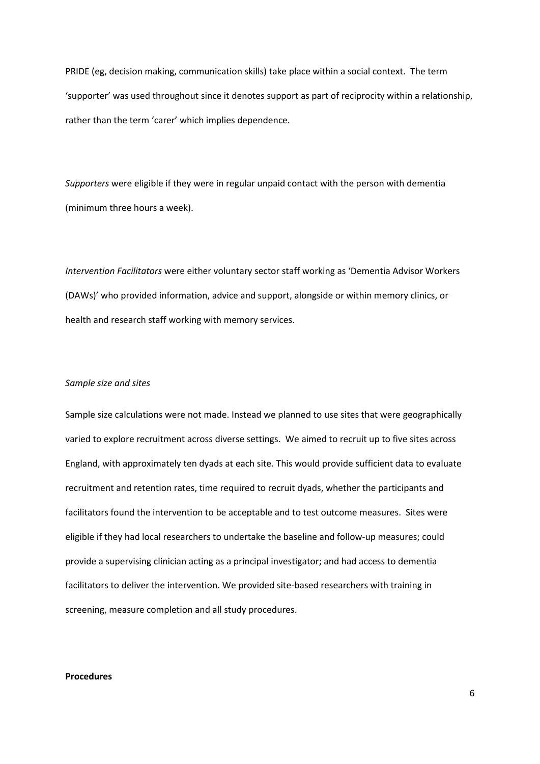PRIDE (eg, decision making, communication skills) take place within a social context. The term 'supporter' was used throughout since it denotes support as part of reciprocity within a relationship, rather than the term 'carer' which implies dependence.

*Supporters* were eligible if they were in regular unpaid contact with the person with dementia (minimum three hours a week).

*Intervention Facilitators* were either voluntary sector staff working as 'Dementia Advisor Workers (DAWs)' who provided information, advice and support, alongside or within memory clinics, or health and research staff working with memory services.

*Sample size and sites*

Sample size calculations were not made. Instead we planned to use sites that were geographically varied to explore recruitment across diverse settings. We aimed to recruit up to five sites across England, with approximately ten dyads at each site. This would provide sufficient data to evaluate recruitment and retention rates, time required to recruit dyads, whether the participants and facilitators found the intervention to be acceptable and to test outcome measures. Sites were eligible if they had local researchers to undertake the baseline and follow-up measures; could provide a supervising clinician acting as a principal investigator; and had access to dementia facilitators to deliver the intervention. We provided site-based researchers with training in screening, measure completion and all study procedures.

**Procedures**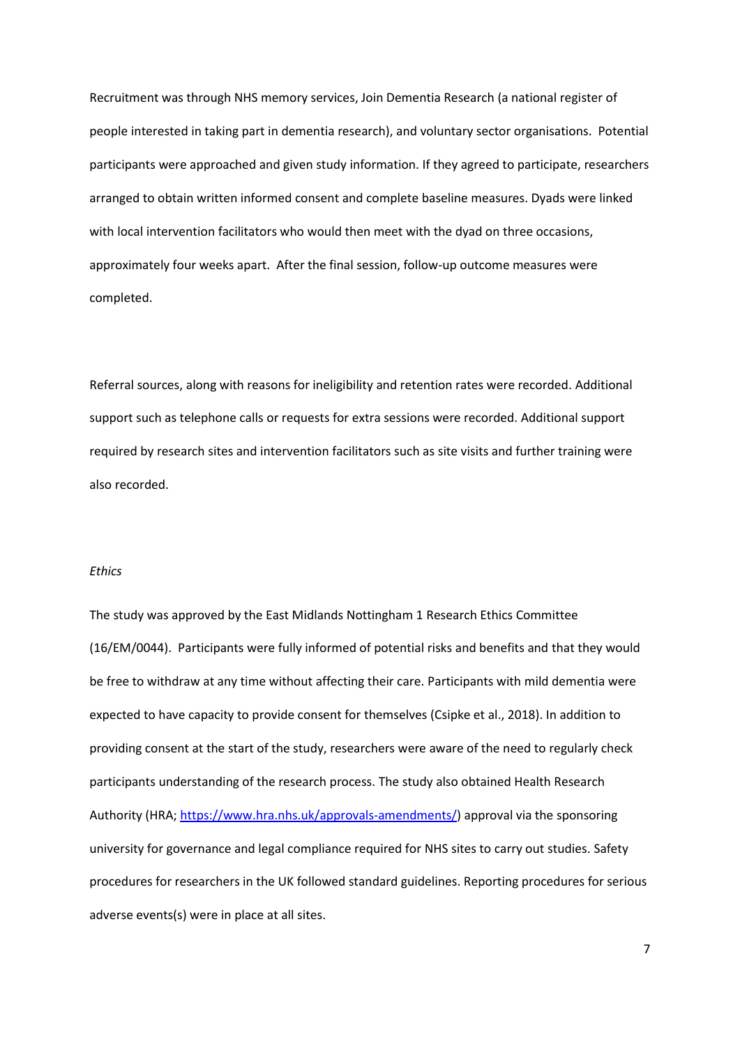Recruitment was through NHS memory services, Join Dementia Research (a national register of people interested in taking part in dementia research), and voluntary sector organisations. Potential participants were approached and given study information. If they agreed to participate, researchers arranged to obtain written informed consent and complete baseline measures. Dyads were linked with local intervention facilitators who would then meet with the dyad on three occasions, approximately four weeks apart. After the final session, follow-up outcome measures were completed.

Referral sources, along with reasons for ineligibility and retention rates were recorded. Additional support such as telephone calls or requests for extra sessions were recorded. Additional support required by research sites and intervention facilitators such as site visits and further training were also recorded.

*Ethics*

The study was approved by the East Midlands Nottingham 1 Research Ethics Committee (16/EM/0044). Participants were fully informed of potential risks and benefits and that they would be free to withdraw at any time without affecting their care. Participants with mild dementia were expected to have capacity to provide consent for themselves (Csipke et al., 2018). In addition to providing consent at the start of the study, researchers were aware of the need to regularly check participants understanding of the research process. The study also obtained Health Research Authority (HRA; https://www.hra.nhs.uk/approvals-amendments/) approval via the sponsoring university for governance and legal compliance required for NHS sites to carry out studies. Safety procedures for researchers in the UK followed standard guidelines. Reporting procedures for serious adverse events(s) were in place at all sites.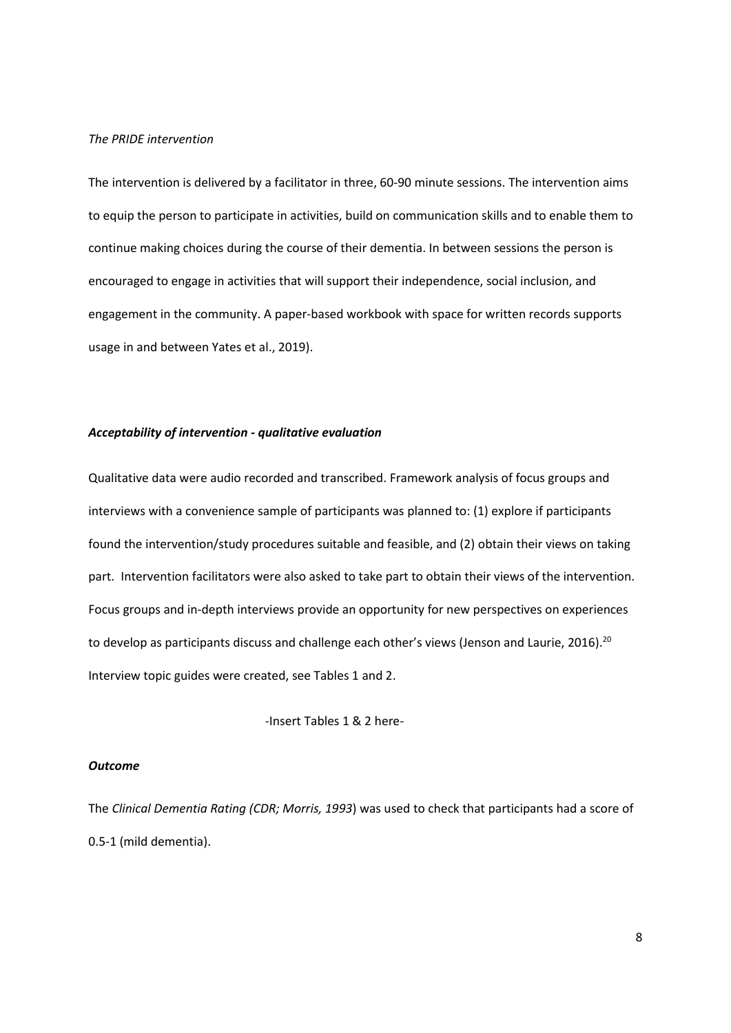*The PRIDE intervention*

The intervention is delivered by a facilitator in three, 60-90 minute sessions. The intervention aims to equip the person to participate in activities, build on communication skills and to enable them to continue making choices during the course of their dementia. In between sessions the person is encouraged to engage in activities that will support their independence, social inclusion, and engagement in the community. A paper-based workbook with space for written records supports usage in and between Yates et al., 2019).

***Acceptability of intervention - qualitative evaluation***

Qualitative data were audio recorded and transcribed. Framework analysis of focus groups and interviews with a convenience sample of participants was planned to: (1) explore if participants found the intervention/study procedures suitable and feasible, and (2) obtain their views on taking part. Intervention facilitators were also asked to take part to obtain their views of the intervention. Focus groups and in-depth interviews provide an opportunity for new perspectives on experiences to develop as participants discuss and challenge each other's views (Jenson and Laurie, 2016).[20] Interview topic guides were created, see Tables 1 and 2.

-Insert Tables 1 & 2 here-

***Outcome***

The *Clinical Dementia Rating (CDR; Morris, 1993*) was used to check that participants had a score of 0.5-1 (mild dementia).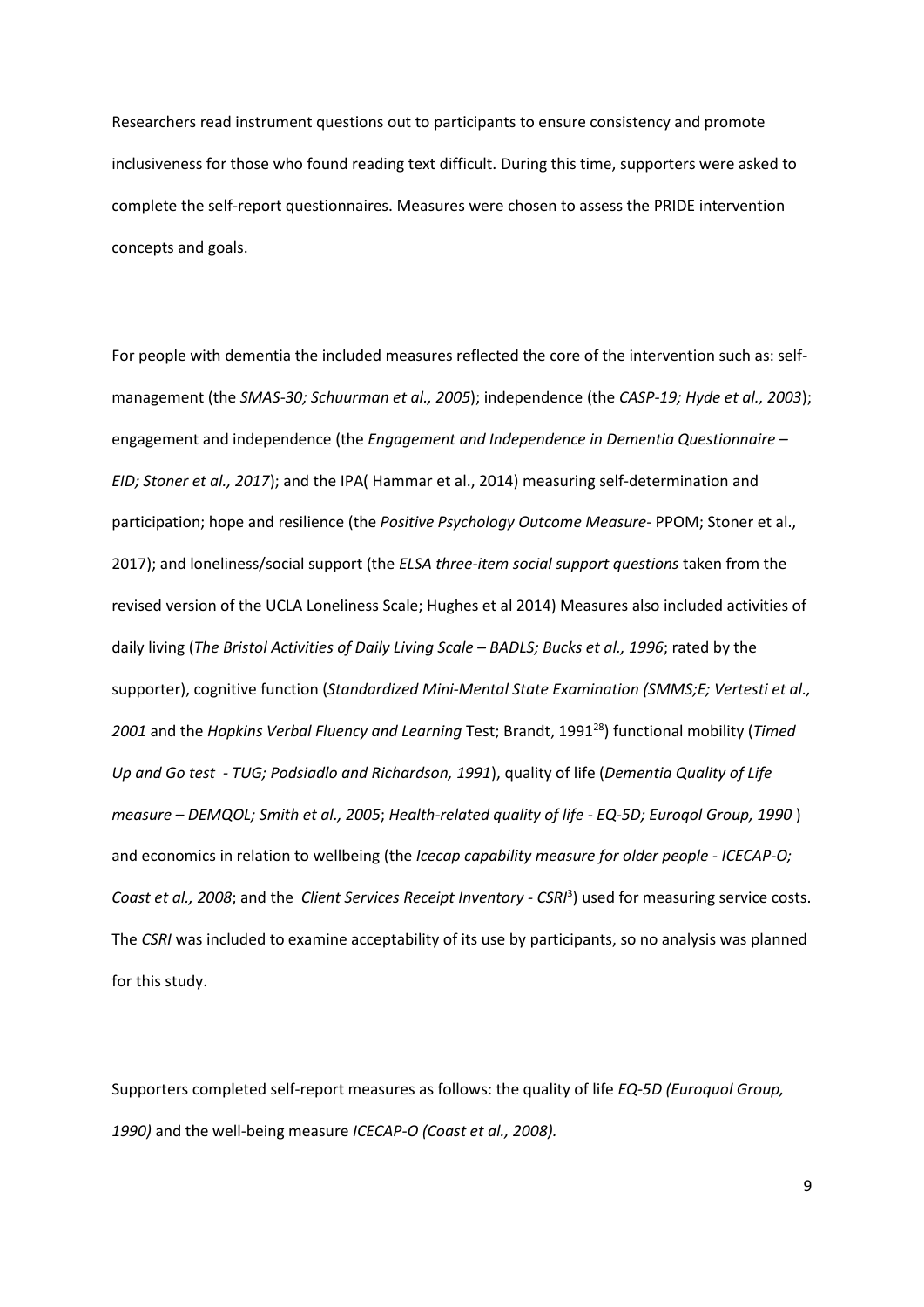Researchers read instrument questions out to participants to ensure consistency and promote inclusiveness for those who found reading text difficult. During this time, supporters were asked to complete the self-report questionnaires. Measures were chosen to assess the PRIDE intervention concepts and goals.

For people with dementia the included measures reflected the core of the intervention such as: self-management (the *SMAS-30; Schuurman et al., 2005*); independence (the *CASP-19; Hyde et al., 2003*); engagement and independence (the *Engagement and Independence in Dementia Questionnaire – EID; Stoner et al., 2017*); and the IPA( Hammar et al., 2014) measuring self-determination and participation; hope and resilience (the *Positive Psychology Outcome Measure*- PPOM; Stoner et al., 2017); and loneliness/social support (the *ELSA three-item social support questions* taken from the revised version of the UCLA Loneliness Scale; Hughes et al 2014) Measures also included activities of daily living (*The Bristol Activities of Daily Living Scale – BADLS; Bucks et al., 1996*; rated by the supporter), cognitive function (*Standardized Mini-Mental State Examination (SMMS;E; Vertesti et al., 2001* and the *Hopkins Verbal Fluency and Learning* Test; Brandt, 1991[28]) functional mobility (*Timed Up and Go test - TUG; Podsiadlo and Richardson, 1991*), quality of life (*Dementia Quality of Life measure – DEMQOL; Smith et al., 2005*; *Health-related quality of life - EQ-5D; Euroqol Group, 1990* ) and economics in relation to wellbeing (the *Icecap capability measure for older people - ICECAP-O; Coast et al., 2008*; and the *Client Services Receipt Inventory - CSRI*[3]) used for measuring service costs. The *CSRI* was included to examine acceptability of its use by participants, so no analysis was planned for this study.

Supporters completed self-report measures as follows: the quality of life *EQ-5D (Euroquol Group, 1990)* and the well-being measure *ICECAP-O (Coast et al., 2008).*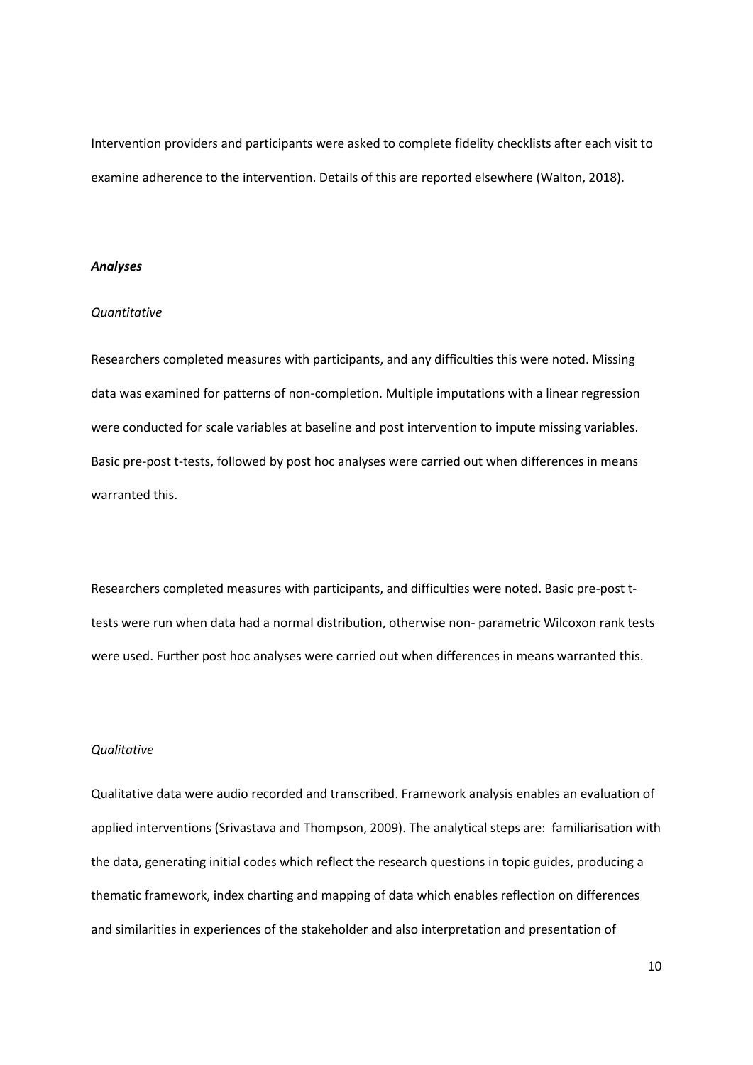Intervention providers and participants were asked to complete fidelity checklists after each visit to examine adherence to the intervention. Details of this are reported elsewhere (Walton, 2018).

***Analyses***

*Quantitative*

Researchers completed measures with participants, and any difficulties this were noted. Missing data was examined for patterns of non-completion. Multiple imputations with a linear regression were conducted for scale variables at baseline and post intervention to impute missing variables. Basic pre-post t-tests, followed by post hoc analyses were carried out when differences in means warranted this.

Researchers completed measures with participants, and difficulties were noted. Basic pre-post t-tests were run when data had a normal distribution, otherwise non- parametric Wilcoxon rank tests were used. Further post hoc analyses were carried out when differences in means warranted this.

*Qualitative*

Qualitative data were audio recorded and transcribed. Framework analysis enables an evaluation of applied interventions (Srivastava and Thompson, 2009). The analytical steps are: familiarisation with the data, generating initial codes which reflect the research questions in topic guides, producing a thematic framework, index charting and mapping of data which enables reflection on differences and similarities in experiences of the stakeholder and also interpretation and presentation of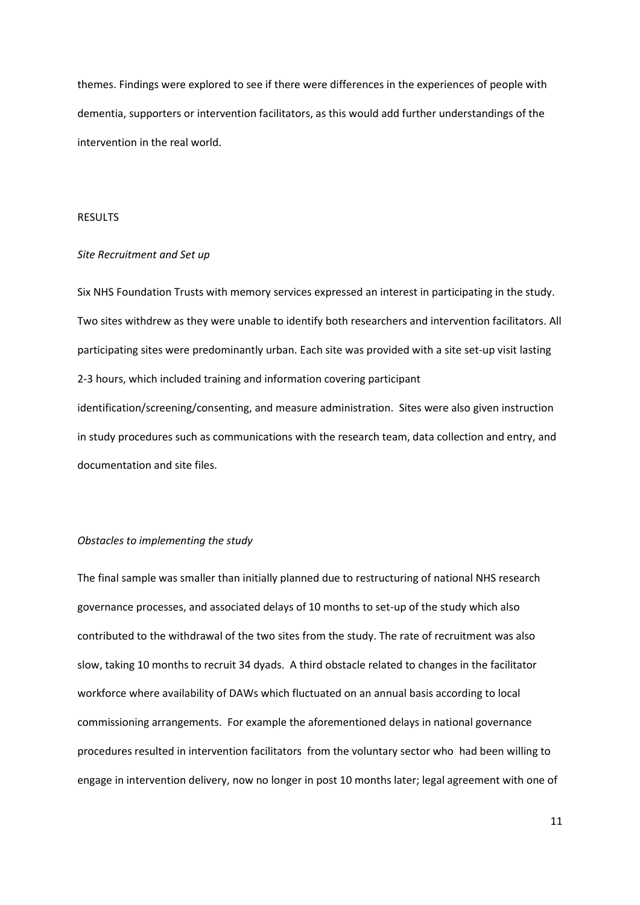themes. Findings were explored to see if there were differences in the experiences of people with dementia, supporters or intervention facilitators, as this would add further understandings of the intervention in the real world.

## RESULTS

### *Site Recruitment and Set up*

Six NHS Foundation Trusts with memory services expressed an interest in participating in the study. Two sites withdrew as they were unable to identify both researchers and intervention facilitators. All participating sites were predominantly urban. Each site was provided with a site set-up visit lasting 2-3 hours, which included training and information covering participant identification/screening/consenting, and measure administration. Sites were also given instruction in study procedures such as communications with the research team, data collection and entry, and documentation and site files.

### *Obstacles to implementing the study*

The final sample was smaller than initially planned due to restructuring of national NHS research governance processes, and associated delays of 10 months to set-up of the study which also contributed to the withdrawal of the two sites from the study. The rate of recruitment was also slow, taking 10 months to recruit 34 dyads. A third obstacle related to changes in the facilitator workforce where availability of DAWs which fluctuated on an annual basis according to local commissioning arrangements. For example the aforementioned delays in national governance procedures resulted in intervention facilitators from the voluntary sector who had been willing to engage in intervention delivery, now no longer in post 10 months later; legal agreement with one of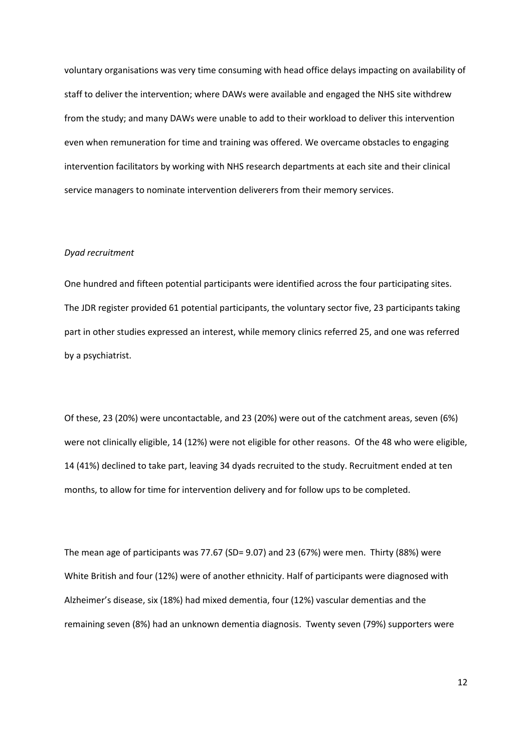voluntary organisations was very time consuming with head office delays impacting on availability of staff to deliver the intervention; where DAWs were available and engaged the NHS site withdrew from the study; and many DAWs were unable to add to their workload to deliver this intervention even when remuneration for time and training was offered. We overcame obstacles to engaging intervention facilitators by working with NHS research departments at each site and their clinical service managers to nominate intervention deliverers from their memory services.

*Dyad recruitment*

One hundred and fifteen potential participants were identified across the four participating sites. The JDR register provided 61 potential participants, the voluntary sector five, 23 participants taking part in other studies expressed an interest, while memory clinics referred 25, and one was referred by a psychiatrist.

Of these, 23 (20%) were uncontactable, and 23 (20%) were out of the catchment areas, seven (6%) were not clinically eligible, 14 (12%) were not eligible for other reasons. Of the 48 who were eligible, 14 (41%) declined to take part, leaving 34 dyads recruited to the study. Recruitment ended at ten months, to allow for time for intervention delivery and for follow ups to be completed.

The mean age of participants was 77.67 (SD= 9.07) and 23 (67%) were men. Thirty (88%) were White British and four (12%) were of another ethnicity. Half of participants were diagnosed with Alzheimer's disease, six (18%) had mixed dementia, four (12%) vascular dementias and the remaining seven (8%) had an unknown dementia diagnosis. Twenty seven (79%) supporters were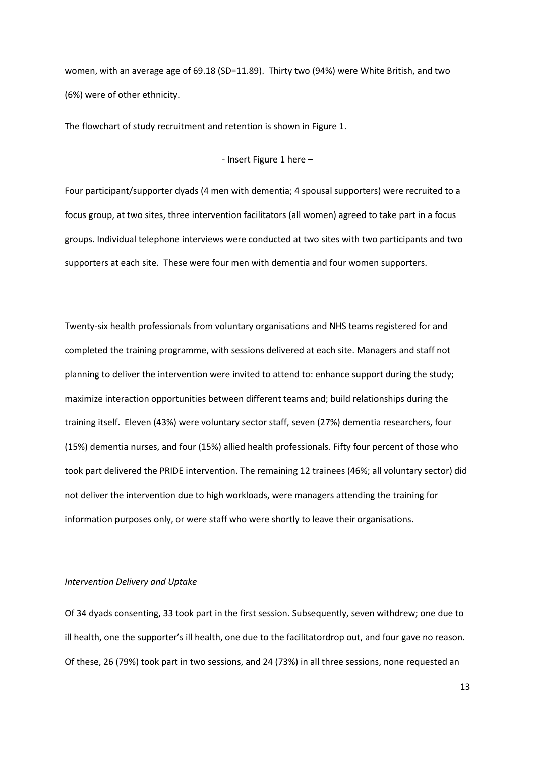women, with an average age of 69.18 (SD=11.89). Thirty two (94%) were White British, and two (6%) were of other ethnicity.

The flowchart of study recruitment and retention is shown in Figure 1.

- Insert Figure 1 here –

Four participant/supporter dyads (4 men with dementia; 4 spousal supporters) were recruited to a focus group, at two sites, three intervention facilitators (all women) agreed to take part in a focus groups. Individual telephone interviews were conducted at two sites with two participants and two supporters at each site. These were four men with dementia and four women supporters.

Twenty-six health professionals from voluntary organisations and NHS teams registered for and completed the training programme, with sessions delivered at each site. Managers and staff not planning to deliver the intervention were invited to attend to: enhance support during the study; maximize interaction opportunities between different teams and; build relationships during the training itself. Eleven (43%) were voluntary sector staff, seven (27%) dementia researchers, four (15%) dementia nurses, and four (15%) allied health professionals. Fifty four percent of those who took part delivered the PRIDE intervention. The remaining 12 trainees (46%; all voluntary sector) did not deliver the intervention due to high workloads, were managers attending the training for information purposes only, or were staff who were shortly to leave their organisations.

*Intervention Delivery and Uptake*

Of 34 dyads consenting, 33 took part in the first session. Subsequently, seven withdrew; one due to ill health, one the supporter's ill health, one due to the facilitatordrop out, and four gave no reason. Of these, 26 (79%) took part in two sessions, and 24 (73%) in all three sessions, none requested an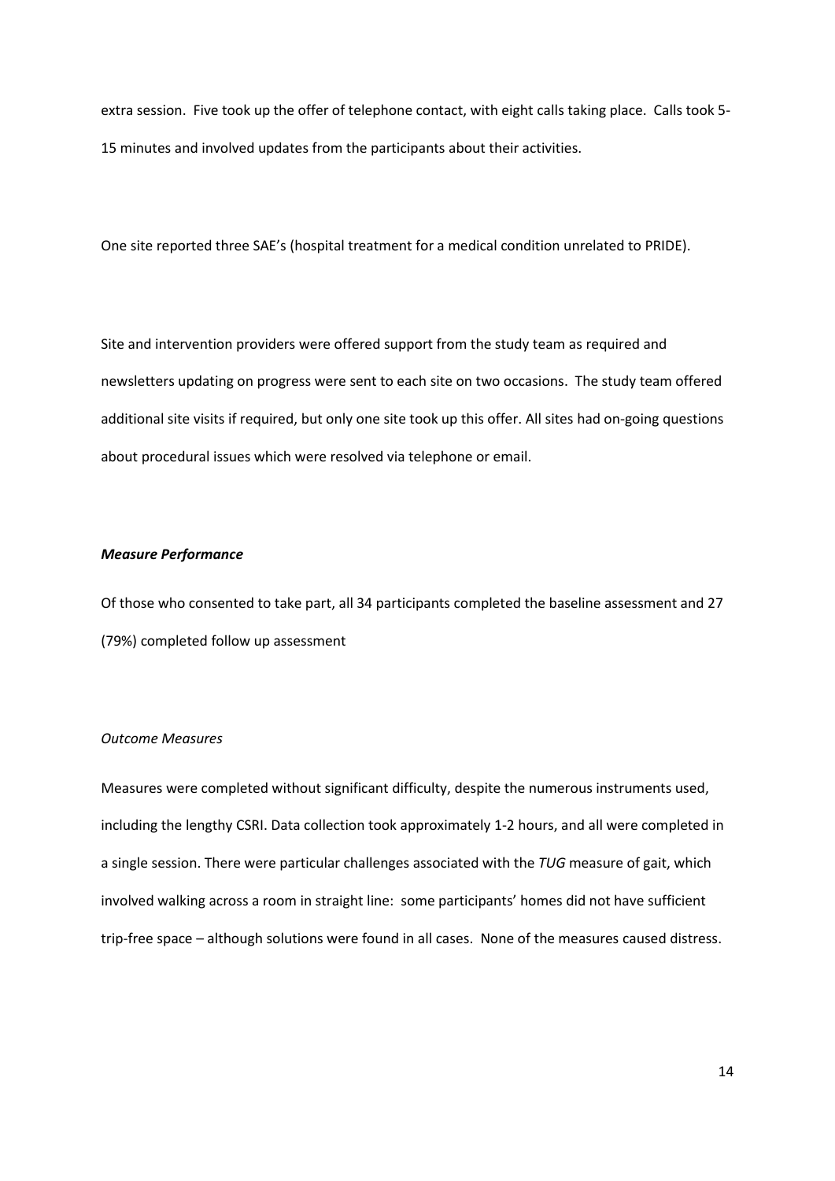extra session. Five took up the offer of telephone contact, with eight calls taking place. Calls took 5-15 minutes and involved updates from the participants about their activities.

One site reported three SAE's (hospital treatment for a medical condition unrelated to PRIDE).

Site and intervention providers were offered support from the study team as required and newsletters updating on progress were sent to each site on two occasions. The study team offered additional site visits if required, but only one site took up this offer. All sites had on-going questions about procedural issues which were resolved via telephone or email.

***Measure Performance***

Of those who consented to take part, all 34 participants completed the baseline assessment and 27 (79%) completed follow up assessment

*Outcome Measures*

Measures were completed without significant difficulty, despite the numerous instruments used, including the lengthy CSRI. Data collection took approximately 1-2 hours, and all were completed in a single session. There were particular challenges associated with the *TUG* measure of gait, which involved walking across a room in straight line: some participants' homes did not have sufficient trip-free space – although solutions were found in all cases. None of the measures caused distress.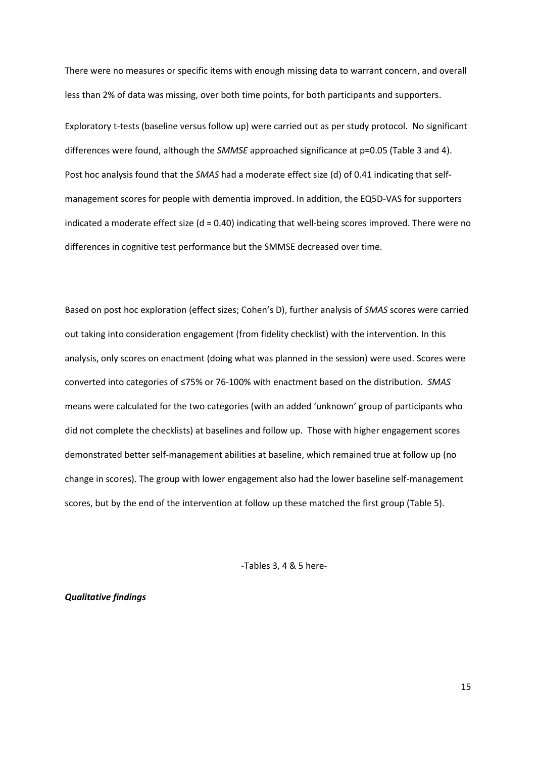There were no measures or specific items with enough missing data to warrant concern, and overall less than 2% of data was missing, over both time points, for both participants and supporters.

Exploratory t-tests (baseline versus follow up) were carried out as per study protocol. No significant differences were found, although the *SMMSE* approached significance at $p=0.05$ (Table 3 and 4). Post hoc analysis found that the *SMAS* had a moderate effect size (d) of 0.41 indicating that self-management scores for people with dementia improved. In addition, the EQ5D-VAS for supporters indicated a moderate effect size ($d = 0.40$) indicating that well-being scores improved. There were no differences in cognitive test performance but the SMMSE decreased over time.

Based on post hoc exploration (effect sizes; Cohen's D), further analysis of *SMAS* scores were carried out taking into consideration engagement (from fidelity checklist) with the intervention. In this analysis, only scores on enactment (doing what was planned in the session) were used. Scores were converted into categories of ≤75% or 76-100% with enactment based on the distribution. *SMAS* means were calculated for the two categories (with an added 'unknown' group of participants who did not complete the checklists) at baselines and follow up. Those with higher engagement scores demonstrated better self-management abilities at baseline, which remained true at follow up (no change in scores). The group with lower engagement also had the lower baseline self-management scores, but by the end of the intervention at follow up these matched the first group (Table 5).

-Tables 3, 4 & 5 here-

***Qualitative findings***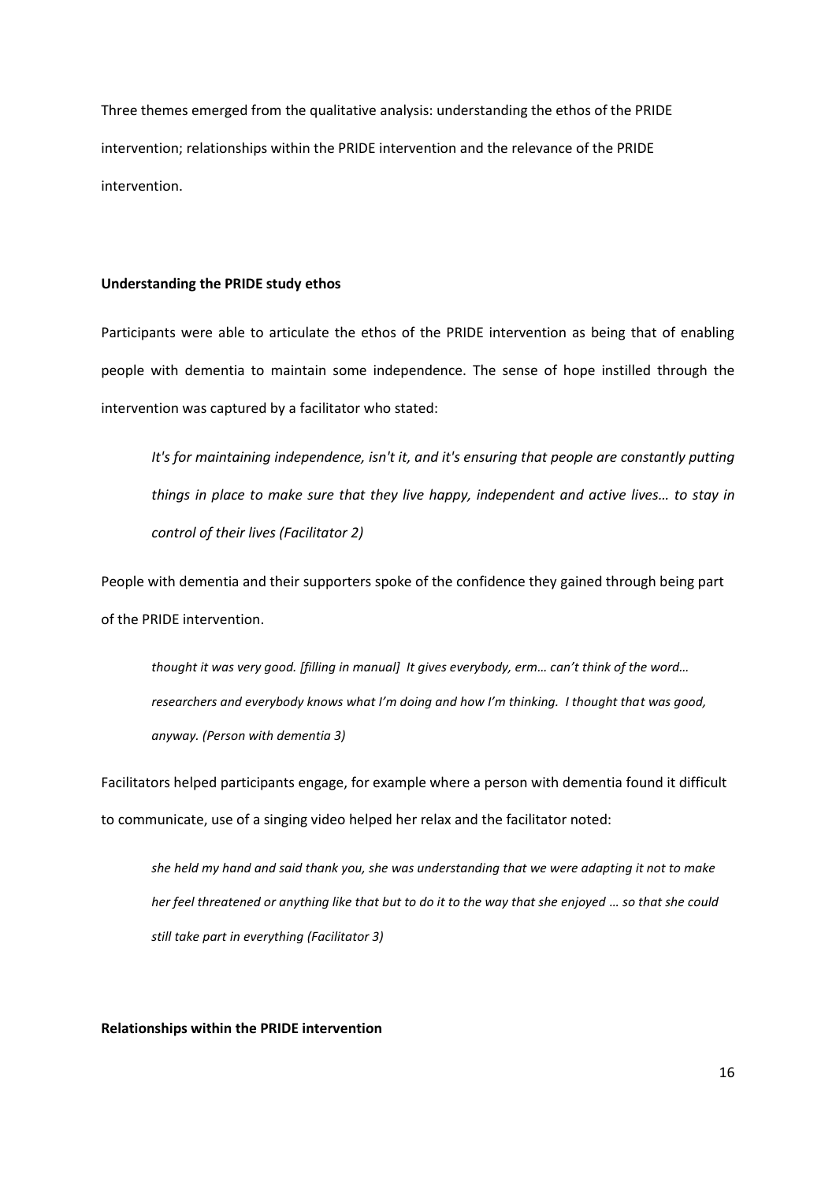Three themes emerged from the qualitative analysis: understanding the ethos of the PRIDE intervention; relationships within the PRIDE intervention and the relevance of the PRIDE intervention.

**Understanding the PRIDE study ethos**

Participants were able to articulate the ethos of the PRIDE intervention as being that of enabling people with dementia to maintain some independence. The sense of hope instilled through the intervention was captured by a facilitator who stated:

> *It's for maintaining independence, isn't it, and it's ensuring that people are constantly putting things in place to make sure that they live happy, independent and active lives… to stay in control of their lives (Facilitator 2)*

People with dementia and their supporters spoke of the confidence they gained through being part of the PRIDE intervention.

> *thought it was very good. [filling in manual] It gives everybody, erm… can't think of the word… researchers and everybody knows what I'm doing and how I'm thinking. I thought that was good, anyway. (Person with dementia 3)*

Facilitators helped participants engage, for example where a person with dementia found it difficult to communicate, use of a singing video helped her relax and the facilitator noted:

> *she held my hand and said thank you, she was understanding that we were adapting it not to make her feel threatened or anything like that but to do it to the way that she enjoyed … so that she could still take part in everything (Facilitator 3)*

**Relationships within the PRIDE intervention**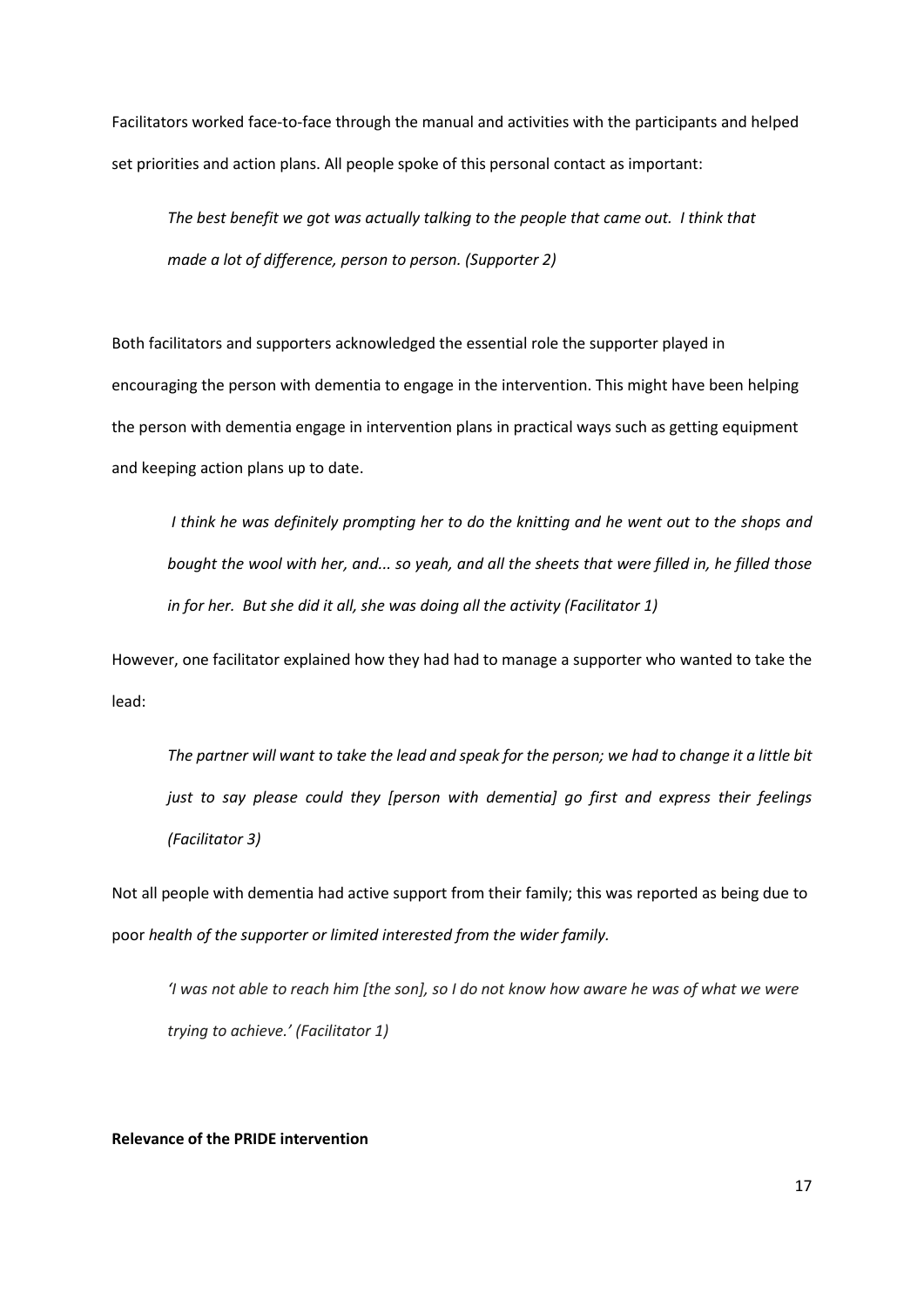Facilitators worked face-to-face through the manual and activities with the participants and helped set priorities and action plans. All people spoke of this personal contact as important:

> *The best benefit we got was actually talking to the people that came out. I think that made a lot of difference, person to person. (Supporter 2)*

Both facilitators and supporters acknowledged the essential role the supporter played in encouraging the person with dementia to engage in the intervention. This might have been helping the person with dementia engage in intervention plans in practical ways such as getting equipment and keeping action plans up to date.

> *I think he was definitely prompting her to do the knitting and he went out to the shops and bought the wool with her, and... so yeah, and all the sheets that were filled in, he filled those in for her. But she did it all, she was doing all the activity (Facilitator 1)*

However, one facilitator explained how they had had to manage a supporter who wanted to take the lead:

> *The partner will want to take the lead and speak for the person; we had to change it a little bit just to say please could they [person with dementia] go first and express their feelings (Facilitator 3)*

Not all people with dementia had active support from their family; this was reported as being due to poor *health of the supporter or limited interested from the wider family.*

> *'I was not able to reach him [the son], so I do not know how aware he was of what we were trying to achieve.' (Facilitator 1)*

**Relevance of the PRIDE intervention**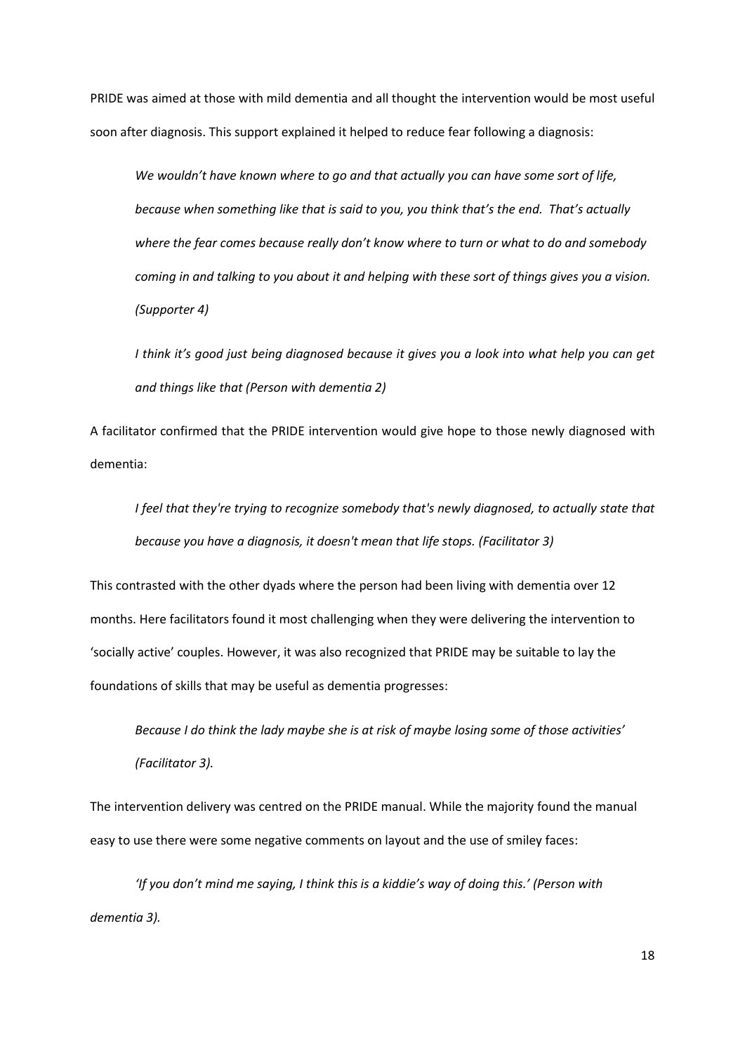PRIDE was aimed at those with mild dementia and all thought the intervention would be most useful soon after diagnosis. This support explained it helped to reduce fear following a diagnosis:

> *We wouldn't have known where to go and that actually you can have some sort of life, because when something like that is said to you, you think that's the end. That's actually where the fear comes because really don't know where to turn or what to do and somebody coming in and talking to you about it and helping with these sort of things gives you a vision. (Supporter 4)*

> *I think it's good just being diagnosed because it gives you a look into what help you can get and things like that (Person with dementia 2)*

A facilitator confirmed that the PRIDE intervention would give hope to those newly diagnosed with dementia:

> *I feel that they're trying to recognize somebody that's newly diagnosed, to actually state that because you have a diagnosis, it doesn't mean that life stops. (Facilitator 3)*

This contrasted with the other dyads where the person had been living with dementia over 12 months. Here facilitators found it most challenging when they were delivering the intervention to 'socially active' couples. However, it was also recognized that PRIDE may be suitable to lay the foundations of skills that may be useful as dementia progresses:

> *Because I do think the lady maybe she is at risk of maybe losing some of those activities' (Facilitator 3).*

The intervention delivery was centred on the PRIDE manual. While the majority found the manual easy to use there were some negative comments on layout and the use of smiley faces:

> *'If you don't mind me saying, I think this is a kiddie's way of doing this.' (Person with dementia 3).*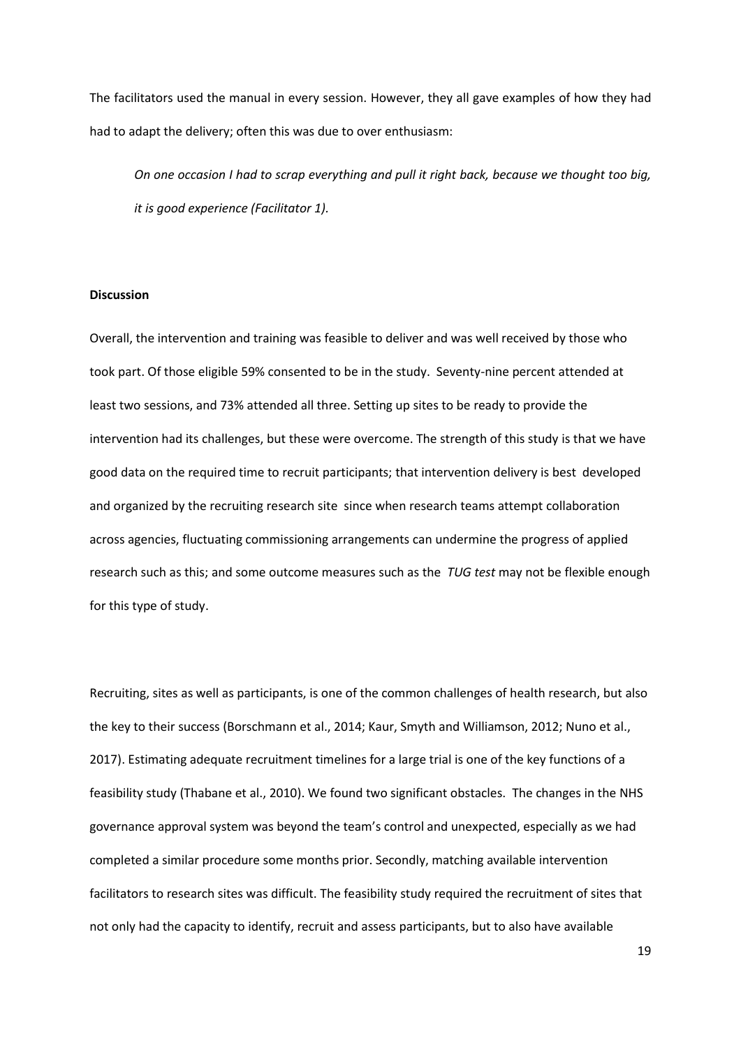The facilitators used the manual in every session. However, they all gave examples of how they had had to adapt the delivery; often this was due to over enthusiasm:

> *On one occasion I had to scrap everything and pull it right back, because we thought too big, it is good experience (Facilitator 1).*

**Discussion**

Overall, the intervention and training was feasible to deliver and was well received by those who took part. Of those eligible 59% consented to be in the study. Seventy-nine percent attended at least two sessions, and 73% attended all three. Setting up sites to be ready to provide the intervention had its challenges, but these were overcome. The strength of this study is that we have good data on the required time to recruit participants; that intervention delivery is best developed and organized by the recruiting research site since when research teams attempt collaboration across agencies, fluctuating commissioning arrangements can undermine the progress of applied research such as this; and some outcome measures such as the *TUG test* may not be flexible enough for this type of study.

Recruiting, sites as well as participants, is one of the common challenges of health research, but also the key to their success (Borschmann et al., 2014; Kaur, Smyth and Williamson, 2012; Nuno et al., 2017). Estimating adequate recruitment timelines for a large trial is one of the key functions of a feasibility study (Thabane et al., 2010). We found two significant obstacles. The changes in the NHS governance approval system was beyond the team's control and unexpected, especially as we had completed a similar procedure some months prior. Secondly, matching available intervention facilitators to research sites was difficult. The feasibility study required the recruitment of sites that not only had the capacity to identify, recruit and assess participants, but to also have available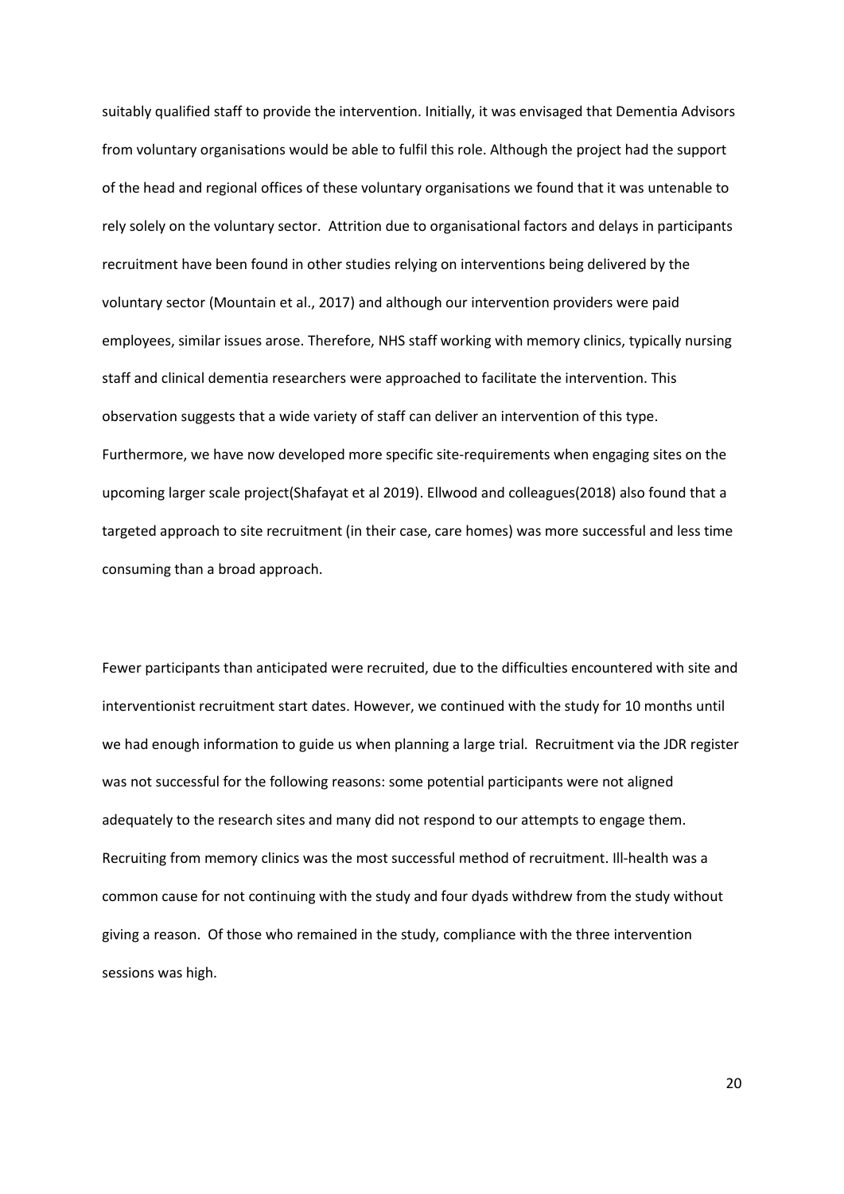suitably qualified staff to provide the intervention. Initially, it was envisaged that Dementia Advisors from voluntary organisations would be able to fulfil this role. Although the project had the support of the head and regional offices of these voluntary organisations we found that it was untenable to rely solely on the voluntary sector. Attrition due to organisational factors and delays in participants recruitment have been found in other studies relying on interventions being delivered by the voluntary sector (Mountain et al., 2017) and although our intervention providers were paid employees, similar issues arose. Therefore, NHS staff working with memory clinics, typically nursing staff and clinical dementia researchers were approached to facilitate the intervention. This observation suggests that a wide variety of staff can deliver an intervention of this type. Furthermore, we have now developed more specific site-requirements when engaging sites on the upcoming larger scale project(Shafayat et al 2019). Ellwood and colleagues(2018) also found that a targeted approach to site recruitment (in their case, care homes) was more successful and less time consuming than a broad approach.

Fewer participants than anticipated were recruited, due to the difficulties encountered with site and interventionist recruitment start dates. However, we continued with the study for 10 months until we had enough information to guide us when planning a large trial. Recruitment via the JDR register was not successful for the following reasons: some potential participants were not aligned adequately to the research sites and many did not respond to our attempts to engage them. Recruiting from memory clinics was the most successful method of recruitment. Ill-health was a common cause for not continuing with the study and four dyads withdrew from the study without giving a reason. Of those who remained in the study, compliance with the three intervention sessions was high.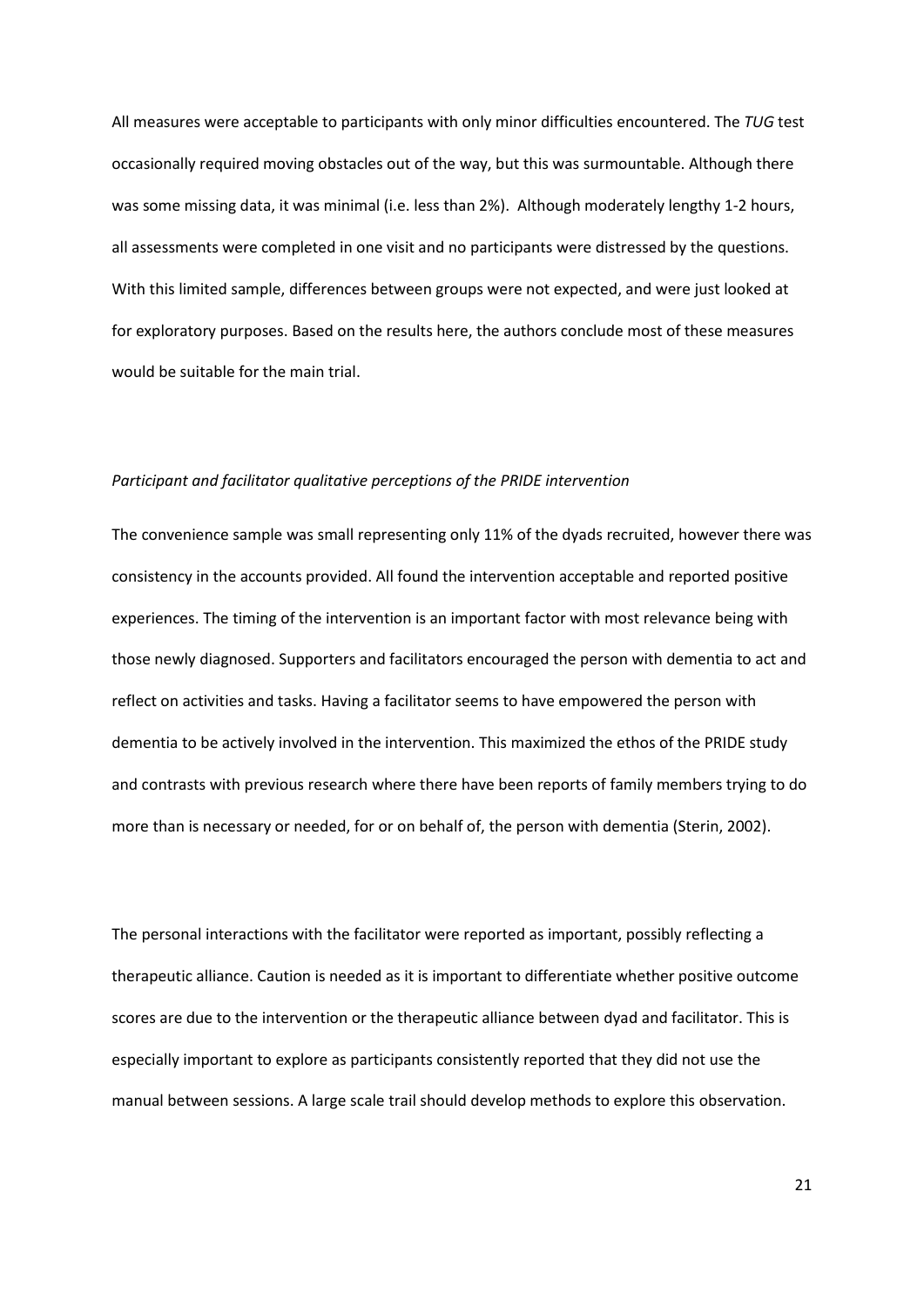All measures were acceptable to participants with only minor difficulties encountered. The *TUG* test occasionally required moving obstacles out of the way, but this was surmountable. Although there was some missing data, it was minimal (i.e. less than 2%). Although moderately lengthy 1-2 hours, all assessments were completed in one visit and no participants were distressed by the questions. With this limited sample, differences between groups were not expected, and were just looked at for exploratory purposes. Based on the results here, the authors conclude most of these measures would be suitable for the main trial.

*Participant and facilitator qualitative perceptions of the PRIDE intervention*

The convenience sample was small representing only 11% of the dyads recruited, however there was consistency in the accounts provided. All found the intervention acceptable and reported positive experiences. The timing of the intervention is an important factor with most relevance being with those newly diagnosed. Supporters and facilitators encouraged the person with dementia to act and reflect on activities and tasks. Having a facilitator seems to have empowered the person with dementia to be actively involved in the intervention. This maximized the ethos of the PRIDE study and contrasts with previous research where there have been reports of family members trying to do more than is necessary or needed, for or on behalf of, the person with dementia (Sterin, 2002).

The personal interactions with the facilitator were reported as important, possibly reflecting a therapeutic alliance. Caution is needed as it is important to differentiate whether positive outcome scores are due to the intervention or the therapeutic alliance between dyad and facilitator. This is especially important to explore as participants consistently reported that they did not use the manual between sessions. A large scale trail should develop methods to explore this observation.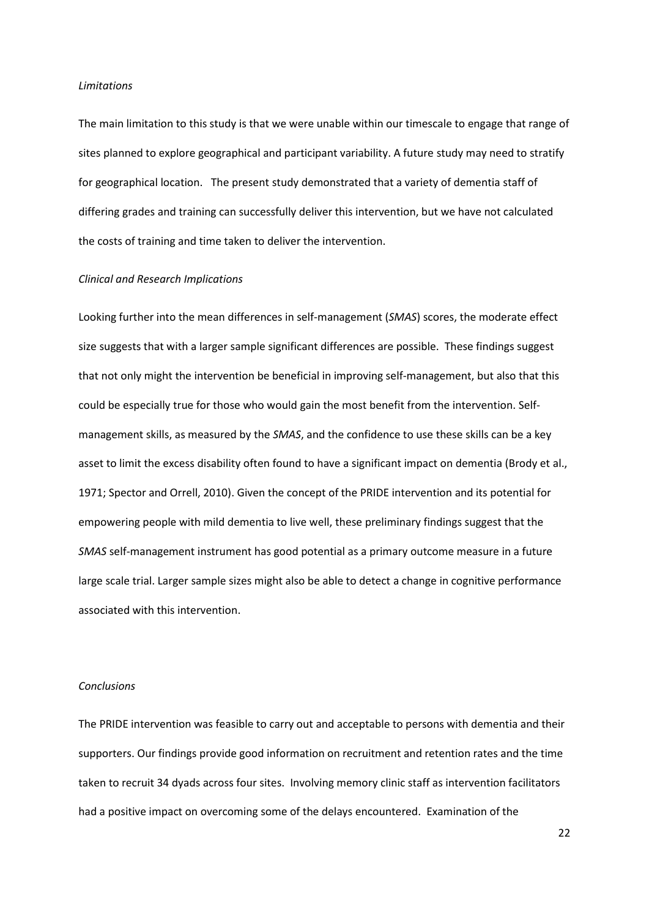*Limitations*

The main limitation to this study is that we were unable within our timescale to engage that range of sites planned to explore geographical and participant variability. A future study may need to stratify for geographical location. The present study demonstrated that a variety of dementia staff of differing grades and training can successfully deliver this intervention, but we have not calculated the costs of training and time taken to deliver the intervention.

*Clinical and Research Implications*

Looking further into the mean differences in self-management (*SMAS*) scores, the moderate effect size suggests that with a larger sample significant differences are possible. These findings suggest that not only might the intervention be beneficial in improving self-management, but also that this could be especially true for those who would gain the most benefit from the intervention. Self-management skills, as measured by the *SMAS*, and the confidence to use these skills can be a key asset to limit the excess disability often found to have a significant impact on dementia (Brody et al., 1971; Spector and Orrell, 2010). Given the concept of the PRIDE intervention and its potential for empowering people with mild dementia to live well, these preliminary findings suggest that the *SMAS* self-management instrument has good potential as a primary outcome measure in a future large scale trial. Larger sample sizes might also be able to detect a change in cognitive performance associated with this intervention.

*Conclusions*

The PRIDE intervention was feasible to carry out and acceptable to persons with dementia and their supporters. Our findings provide good information on recruitment and retention rates and the time taken to recruit 34 dyads across four sites. Involving memory clinic staff as intervention facilitators had a positive impact on overcoming some of the delays encountered. Examination of the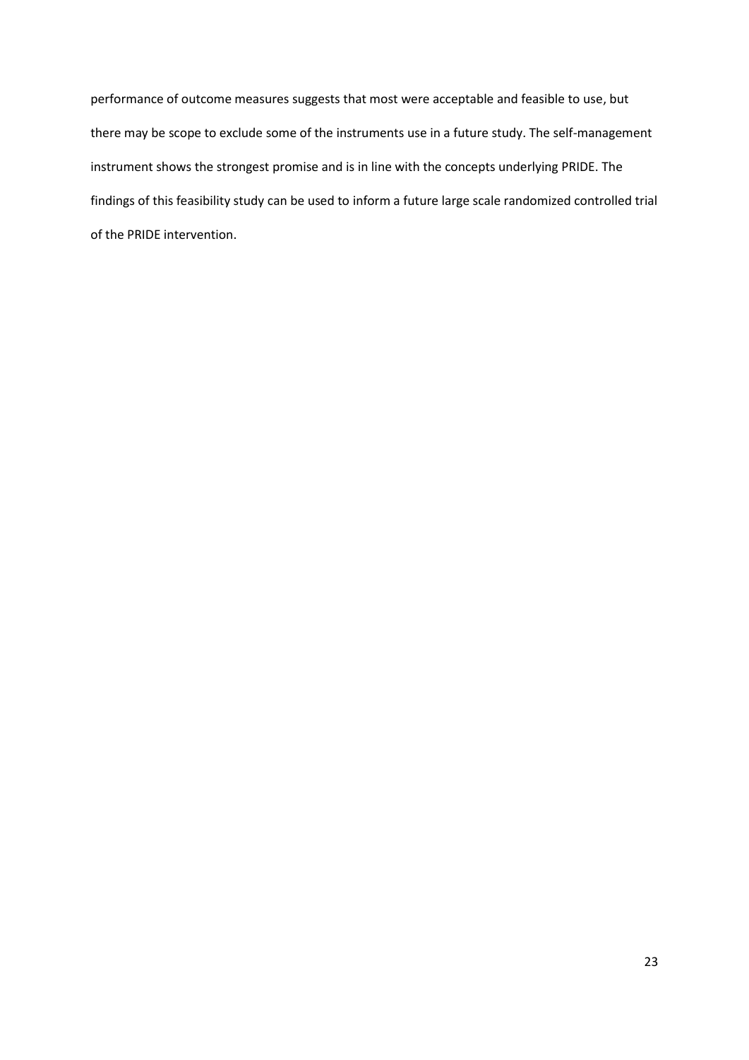performance of outcome measures suggests that most were acceptable and feasible to use, but there may be scope to exclude some of the instruments use in a future study. The self-management instrument shows the strongest promise and is in line with the concepts underlying PRIDE. The findings of this feasibility study can be used to inform a future large scale randomized controlled trial of the PRIDE intervention.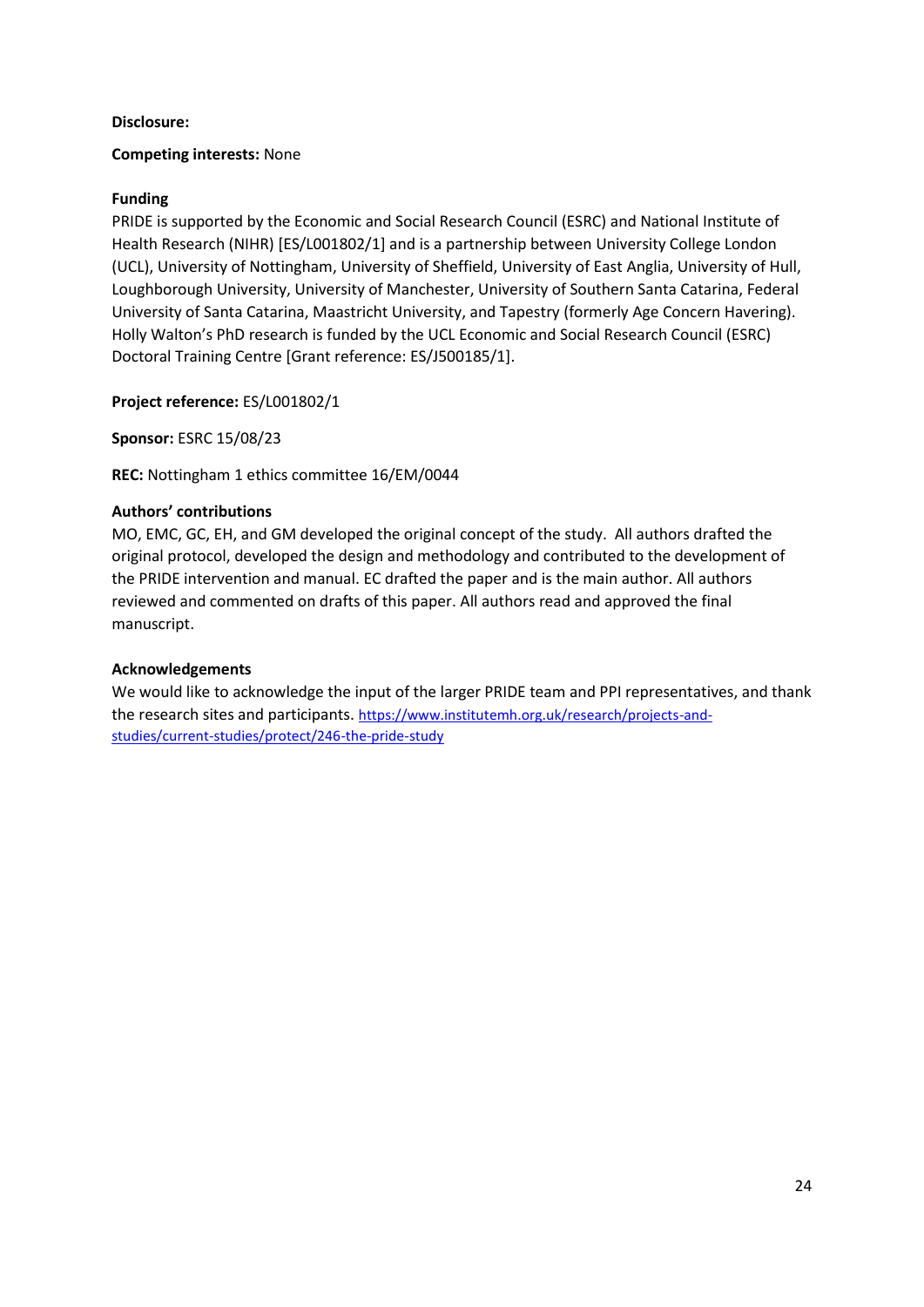**Disclosure:**

**Competing interests:** None

**Funding**

PRIDE is supported by the Economic and Social Research Council (ESRC) and National Institute of Health Research (NIHR) [ES/L001802/1] and is a partnership between University College London (UCL), University of Nottingham, University of Sheffield, University of East Anglia, University of Hull, Loughborough University, University of Manchester, University of Southern Santa Catarina, Federal University of Santa Catarina, Maastricht University, and Tapestry (formerly Age Concern Havering). Holly Walton's PhD research is funded by the UCL Economic and Social Research Council (ESRC) Doctoral Training Centre [Grant reference: ES/J500185/1].

**Project reference:** ES/L001802/1

**Sponsor:** ESRC 15/08/23

**REC:** Nottingham 1 ethics committee 16/EM/0044

**Authors' contributions**

MO, EMC, GC, EH, and GM developed the original concept of the study. All authors drafted the original protocol, developed the design and methodology and contributed to the development of the PRIDE intervention and manual. EC drafted the paper and is the main author. All authors reviewed and commented on drafts of this paper. All authors read and approved the final manuscript.

**Acknowledgements**

We would like to acknowledge the input of the larger PRIDE team and PPI representatives, and thank the research sites and participants. https://www.institutemh.org.uk/research/projects-and-studies/current-studies/protect/246-the-pride-study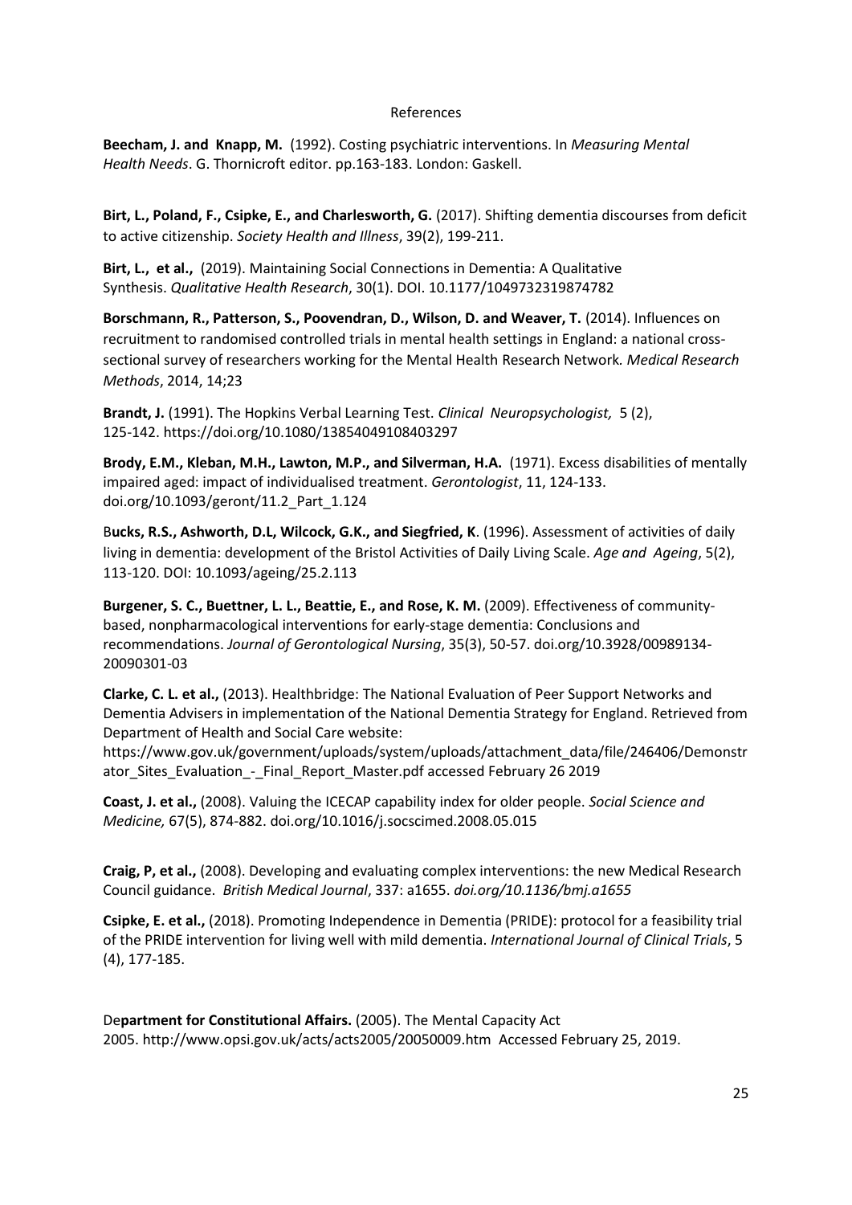References

**Beecham, J. and Knapp, M.** (1992). Costing psychiatric interventions. In *Measuring Mental Health Needs*. G. Thornicroft editor. pp.163-183. London: Gaskell.

**Birt, L., Poland, F., Csipke, E., and Charlesworth, G.** (2017). Shifting dementia discourses from deficit to active citizenship. *Society Health and Illness*, 39(2), 199-211.

**Birt, L., et al.,** (2019). Maintaining Social Connections in Dementia: A Qualitative Synthesis. *Qualitative Health Research*, 30(1). DOI. 10.1177/1049732319874782

**Borschmann, R., Patterson, S., Poovendran, D., Wilson, D. and Weaver, T.** (2014). Influences on recruitment to randomised controlled trials in mental health settings in England: a national cross-sectional survey of researchers working for the Mental Health Research Network*. Medical Research Methods*, 2014, 14;23

**Brandt, J.** (1991). The Hopkins Verbal Learning Test. *Clinical Neuropsychologist,* 5 (2), 125-142. https://doi.org/10.1080/13854049108403297

**Brody, E.M., Kleban, M.H., Lawton, M.P., and Silverman, H.A.** (1971). Excess disabilities of mentally impaired aged: impact of individualised treatment. *Gerontologist*, 11, 124-133. doi.org/10.1093/geront/11.2_Part_1.124

B**ucks, R.S., Ashworth, D.L, Wilcock, G.K., and Siegfried, K**. (1996). Assessment of activities of daily living in dementia: development of the Bristol Activities of Daily Living Scale. *Age and Ageing*, 5(2), 113-120. DOI: 10.1093/ageing/25.2.113

**Burgener, S. C., Buettner, L. L., Beattie, E., and Rose, K. M.** (2009). Effectiveness of community-based, nonpharmacological interventions for early-stage dementia: Conclusions and recommendations. *Journal of Gerontological Nursing*, 35(3), 50-57. doi.org/10.3928/00989134-20090301-03

**Clarke, C. L. et al.,** (2013). Healthbridge: The National Evaluation of Peer Support Networks and Dementia Advisers in implementation of the National Dementia Strategy for England. Retrieved from Department of Health and Social Care website: https://www.gov.uk/government/uploads/system/uploads/attachment_data/file/246406/Demonstrator_Sites_Evaluation_-_Final_Report_Master.pdf accessed February 26 2019

**Coast, J. et al.,** (2008). Valuing the ICECAP capability index for older people. *Social Science and Medicine,* 67(5), 874-882. doi.org/10.1016/j.socscimed.2008.05.015

**Craig, P, et al.,** (2008). Developing and evaluating complex interventions: the new Medical Research Council guidance. *British Medical Journal*, 337: a1655. *doi.org/10.1136/bmj.a1655*

**Csipke, E. et al.,** (2018). Promoting Independence in Dementia (PRIDE): protocol for a feasibility trial of the PRIDE intervention for living well with mild dementia. *International Journal of Clinical Trials*, 5 (4), 177-185.

De**partment for Constitutional Affairs.** (2005). The Mental Capacity Act 2005. http://www.opsi.gov.uk/acts/acts2005/20050009.htm Accessed February 25, 2019.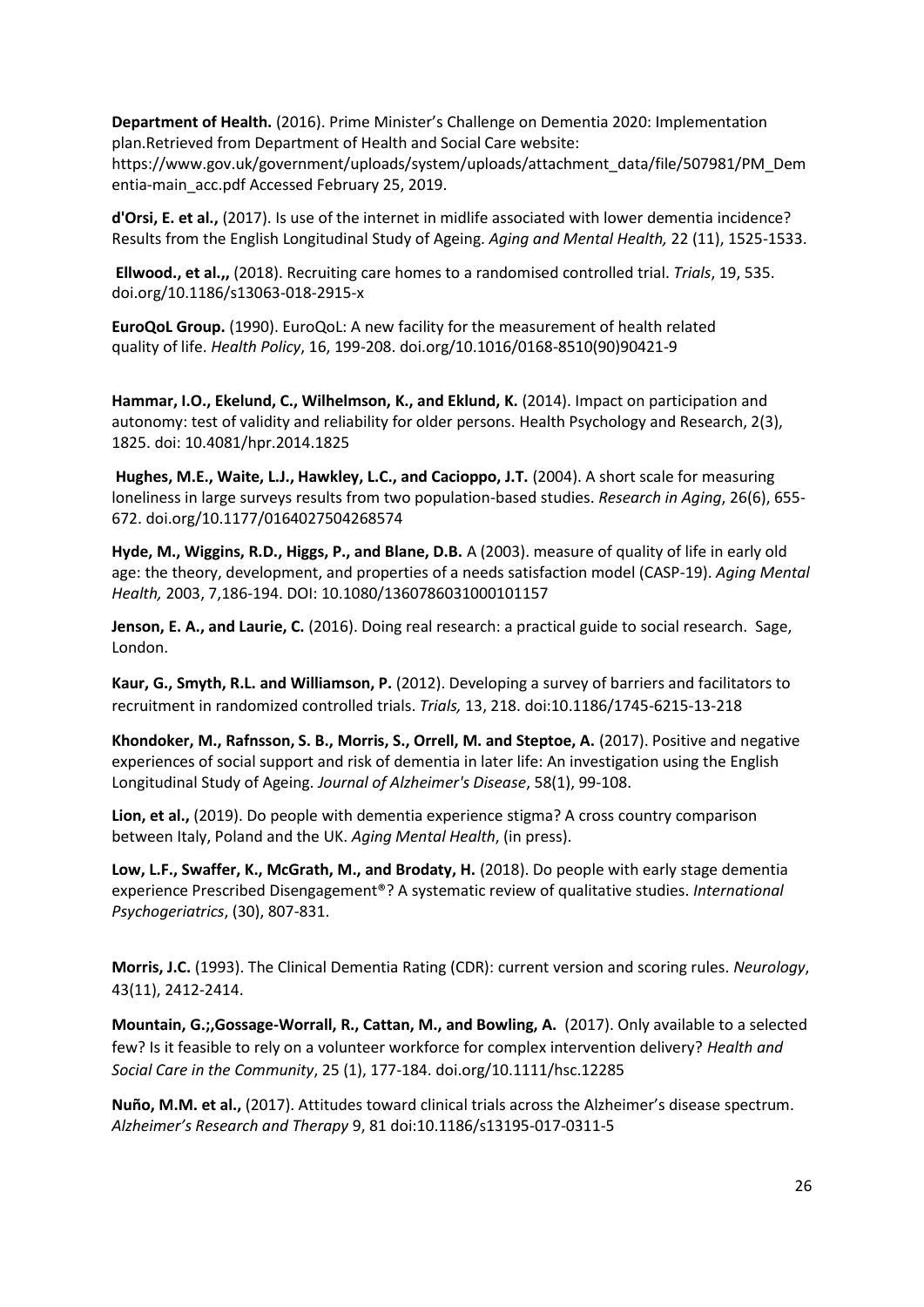**Department of Health.** (2016). Prime Minister's Challenge on Dementia 2020: Implementation plan.Retrieved from Department of Health and Social Care website: https://www.gov.uk/government/uploads/system/uploads/attachment_data/file/507981/PM_Dementia-main_acc.pdf Accessed February 25, 2019.

**d'Orsi, E. et al.,** (2017). Is use of the internet in midlife associated with lower dementia incidence? Results from the English Longitudinal Study of Ageing. *Aging and Mental Health,* 22 (11), 1525-1533.

**Ellwood., et al.,,** (2018). Recruiting care homes to a randomised controlled trial. *Trials*, 19, 535. doi.org/10.1186/s13063-018-2915-x

**EuroQoL Group.** (1990). EuroQoL: A new facility for the measurement of health related quality of life. *Health Policy*, 16, 199-208. doi.org/10.1016/0168-8510(90)90421-9

**Hammar, I.O., Ekelund, C., Wilhelmson, K., and Eklund, K.** (2014). Impact on participation and autonomy: test of validity and reliability for older persons. Health Psychology and Research, 2(3), 1825. doi: 10.4081/hpr.2014.1825

**Hughes, M.E., Waite, L.J., Hawkley, L.C., and Cacioppo, J.T.** (2004). A short scale for measuring loneliness in large surveys results from two population-based studies. *Research in Aging*, 26(6), 655-672. doi.org/10.1177/0164027504268574

**Hyde, M., Wiggins, R.D., Higgs, P., and Blane, D.B.** A (2003). measure of quality of life in early old age: the theory, development, and properties of a needs satisfaction model (CASP-19). *Aging Mental Health,* 2003, 7,186-194. DOI: 10.1080/1360786031000101157

**Jenson, E. A., and Laurie, C.** (2016). Doing real research: a practical guide to social research. Sage, London.

**Kaur, G., Smyth, R.L. and Williamson, P.** (2012). Developing a survey of barriers and facilitators to recruitment in randomized controlled trials. *Trials,* 13, 218. doi:10.1186/1745-6215-13-218

**Khondoker, M., Rafnsson, S. B., Morris, S., Orrell, M. and Steptoe, A.** (2017). Positive and negative experiences of social support and risk of dementia in later life: An investigation using the English Longitudinal Study of Ageing. *Journal of Alzheimer's Disease*, 58(1), 99-108.

**Lion, et al.,** (2019). Do people with dementia experience stigma? A cross country comparison between Italy, Poland and the UK. *Aging Mental Health*, (in press).

**Low, L.F., Swaffer, K., McGrath, M., and Brodaty, H.** (2018). Do people with early stage dementia experience Prescribed Disengagement®? A systematic review of qualitative studies. *International Psychogeriatrics*, (30), 807-831.

**Morris, J.C.** (1993). The Clinical Dementia Rating (CDR): current version and scoring rules. *Neurology*, 43(11), 2412-2414.

**Mountain, G.;,Gossage-Worrall, R., Cattan, M., and Bowling, A.** (2017). Only available to a selected few? Is it feasible to rely on a volunteer workforce for complex intervention delivery? *Health and Social Care in the Community*, 25 (1), 177-184. doi.org/10.1111/hsc.12285

**Nuño, M.M. et al.,** (2017). Attitudes toward clinical trials across the Alzheimer's disease spectrum. *Alzheimer's Research and Therapy* 9, 81 doi:10.1186/s13195-017-0311-5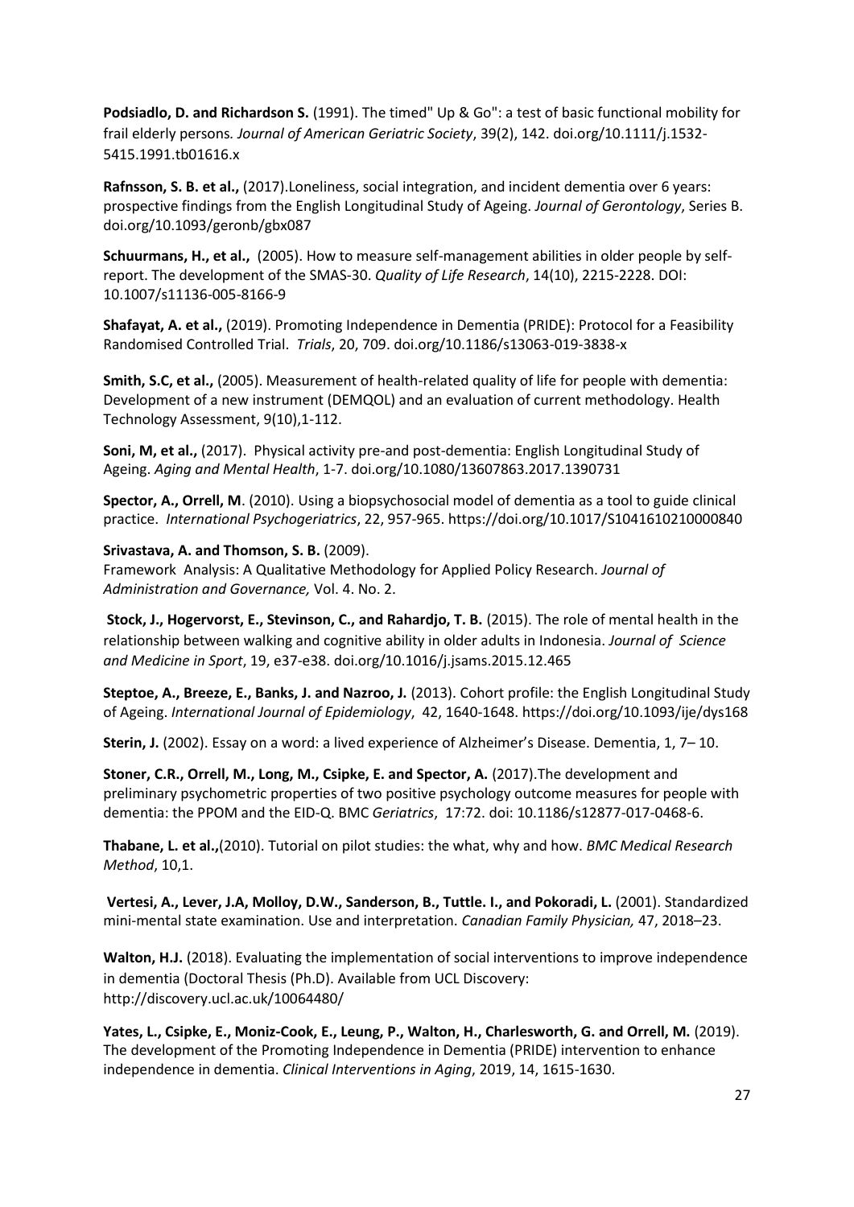**Podsiadlo, D. and Richardson S.** (1991). The timed" Up & Go": a test of basic functional mobility for frail elderly persons. *Journal of American Geriatric Society*, 39(2), 142. doi.org/10.1111/j.1532-5415.1991.tb01616.x

**Rafnsson, S. B. et al.,** (2017).Loneliness, social integration, and incident dementia over 6 years: prospective findings from the English Longitudinal Study of Ageing. *Journal of Gerontology*, Series B. doi.org/10.1093/geronb/gbx087

**Schuurmans, H., et al.,** (2005). How to measure self-management abilities in older people by self-report. The development of the SMAS-30. *Quality of Life Research*, 14(10), 2215-2228. DOI: 10.1007/s11136-005-8166-9

**Shafayat, A. et al.,** (2019). Promoting Independence in Dementia (PRIDE): Protocol for a Feasibility Randomised Controlled Trial. *Trials*, 20, 709. doi.org/10.1186/s13063-019-3838-x

**Smith, S.C, et al.,** (2005). Measurement of health-related quality of life for people with dementia: Development of a new instrument (DEMQOL) and an evaluation of current methodology. Health Technology Assessment, 9(10),1-112.

**Soni, M, et al.,** (2017). Physical activity pre-and post-dementia: English Longitudinal Study of Ageing. *Aging and Mental Health*, 1-7. doi.org/10.1080/13607863.2017.1390731

**Spector, A., Orrell, M**. (2010). Using a biopsychosocial model of dementia as a tool to guide clinical practice. *International Psychogeriatrics*, 22, 957-965. https://doi.org/10.1017/S1041610210000840

**Srivastava, A. and Thomson, S. B.** (2009).
Framework Analysis: A Qualitative Methodology for Applied Policy Research. *Journal of Administration and Governance,* Vol. 4. No. 2.

**Stock, J., Hogervorst, E., Stevinson, C., and Rahardjo, T. B.** (2015). The role of mental health in the relationship between walking and cognitive ability in older adults in Indonesia. *Journal of Science and Medicine in Sport*, 19, e37-e38. doi.org/10.1016/j.jsams.2015.12.465

**Steptoe, A., Breeze, E., Banks, J. and Nazroo, J.** (2013). Cohort profile: the English Longitudinal Study of Ageing. *International Journal of Epidemiology*, 42, 1640-1648. https://doi.org/10.1093/ije/dys168

**Sterin, J.** (2002). Essay on a word: a lived experience of Alzheimer's Disease. Dementia, 1, 7– 10.

**Stoner, C.R., Orrell, M., Long, M., Csipke, E. and Spector, A.** (2017).The development and preliminary psychometric properties of two positive psychology outcome measures for people with dementia: the PPOM and the EID-Q. BMC *Geriatrics*, 17:72. doi: 10.1186/s12877-017-0468-6.

**Thabane, L. et al.,**(2010). Tutorial on pilot studies: the what, why and how. *BMC Medical Research Method*, 10,1.

**Vertesi, A., Lever, J.A, Molloy, D.W., Sanderson, B., Tuttle. I., and Pokoradi, L.** (2001). Standardized mini-mental state examination. Use and interpretation. *Canadian Family Physician,* 47, 2018–23.

**Walton, H.J.** (2018). Evaluating the implementation of social interventions to improve independence in dementia (Doctoral Thesis (Ph.D). Available from UCL Discovery: http://discovery.ucl.ac.uk/10064480/

**Yates, L., Csipke, E., Moniz-Cook, E., Leung, P., Walton, H., Charlesworth, G. and Orrell, M.** (2019). The development of the Promoting Independence in Dementia (PRIDE) intervention to enhance independence in dementia. *Clinical Interventions in Aging*, 2019, 14, 1615-1630.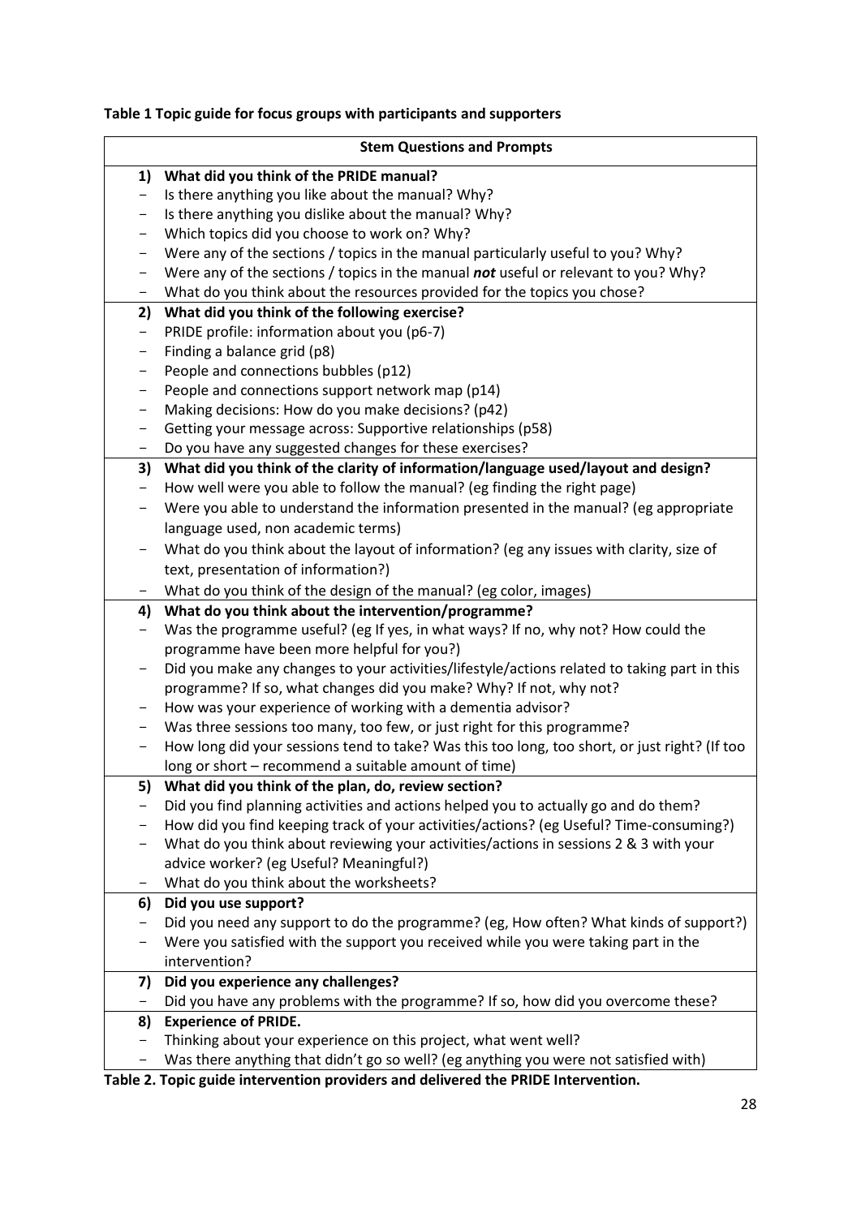**Table 1 Topic guide for focus groups with participants and supporters**

| Stem Questions and Prompts |
|---|
| **1) What did you think of the PRIDE manual?** |
| – Is there anything you like about the manual? Why? |
| – Is there anything you dislike about the manual? Why? |
| – Which topics did you choose to work on? Why? |
| – Were any of the sections / topics in the manual particularly useful to you? Why? |
| – Were any of the sections / topics in the manual ***not*** useful or relevant to you? Why? |
| – What do you think about the resources provided for the topics you chose? |
| **2) What did you think of the following exercise?** |
| – PRIDE profile: information about you (p6-7) |
| – Finding a balance grid (p8) |
| – People and connections bubbles (p12) |
| – People and connections support network map (p14) |
| – Making decisions: How do you make decisions? (p42) |
| – Getting your message across: Supportive relationships (p58) |
| – Do you have any suggested changes for these exercises? |
| **3) What did you think of the clarity of information/language used/layout and design?** |
| – How well were you able to follow the manual? (eg finding the right page) |
| – Were you able to understand the information presented in the manual? (eg appropriate language used, non academic terms) |
| – What do you think about the layout of information? (eg any issues with clarity, size of text, presentation of information?) |
| – What do you think of the design of the manual? (eg color, images) |
| **4) What do you think about the intervention/programme?** |
| – Was the programme useful? (eg If yes, in what ways? If no, why not? How could the programme have been more helpful for you?) |
| – Did you make any changes to your activities/lifestyle/actions related to taking part in this programme? If so, what changes did you make? Why? If not, why not? |
| – How was your experience of working with a dementia advisor? |
| – Was three sessions too many, too few, or just right for this programme? |
| – How long did your sessions tend to take? Was this too long, too short, or just right? (If too long or short – recommend a suitable amount of time) |
| **5) What did you think of the plan, do, review section?** |
| – Did you find planning activities and actions helped you to actually go and do them? |
| – How did you find keeping track of your activities/actions? (eg Useful? Time-consuming?) |
| – What do you think about reviewing your activities/actions in sessions 2 & 3 with your advice worker? (eg Useful? Meaningful?) |
| – What do you think about the worksheets? |
| **6) Did you use support?** |
| – Did you need any support to do the programme? (eg, How often? What kinds of support?) |
| – Were you satisfied with the support you received while you were taking part in the intervention? |
| **7) Did you experience any challenges?** |
| – Did you have any problems with the programme? If so, how did you overcome these? |
| **8) Experience of PRIDE.** |
| – Thinking about your experience on this project, what went well? |
| – Was there anything that didn't go so well? (eg anything you were not satisfied with) |

**Table 2. Topic guide intervention providers and delivered the PRIDE Intervention.**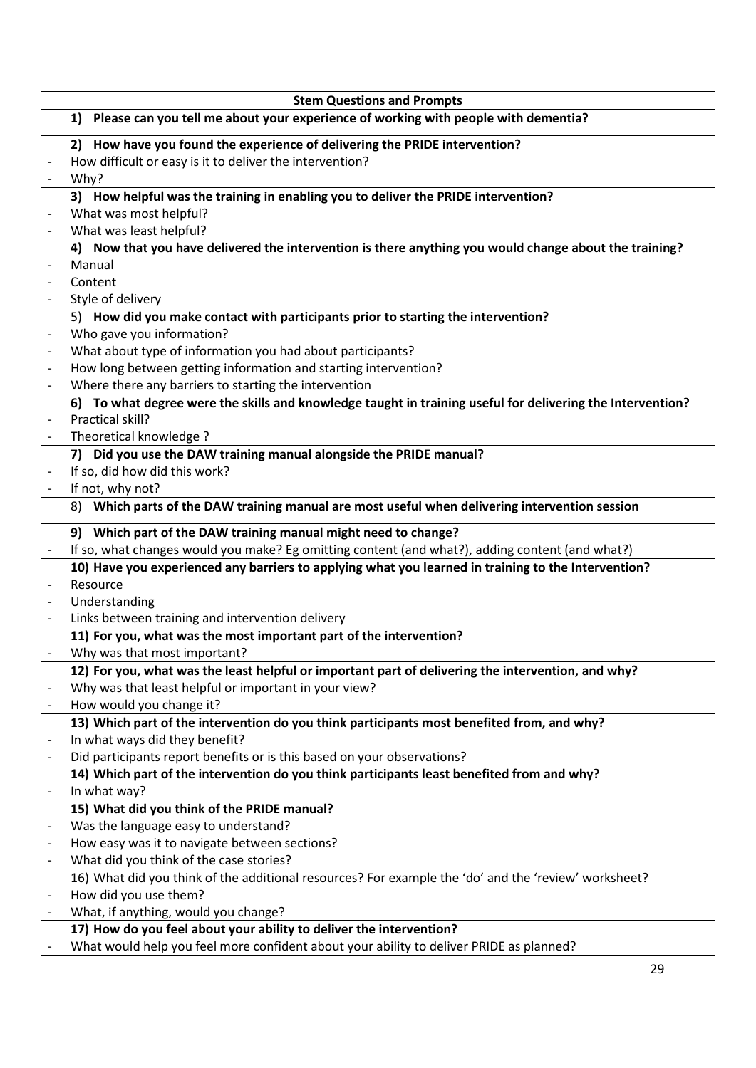| Stem Questions and Prompts |
| --- |
| **1) Please can you tell me about your experience of working with people with dementia?** |
| **2) How have you found the experience of delivering the PRIDE intervention?**<br>- How difficult or easy is it to deliver the intervention?<br>- Why? |
| **3) How helpful was the training in enabling you to deliver the PRIDE intervention?**<br>- What was most helpful?<br>- What was least helpful? |
| **4) Now that you have delivered the intervention is there anything you would change about the training?**<br>- Manual<br>- Content<br>- Style of delivery |
| 5) **How did you make contact with participants prior to starting the intervention?**<br>- Who gave you information?<br>- What about type of information you had about participants?<br>- How long between getting information and starting intervention?<br>- Where there any barriers to starting the intervention |
| **6) To what degree were the skills and knowledge taught in training useful for delivering the Intervention?**<br>- Practical skill?<br>- Theoretical knowledge ? |
| **7) Did you use the DAW training manual alongside the PRIDE manual?**<br>- If so, did how did this work?<br>- If not, why not? |
| 8) **Which parts of the DAW training manual are most useful when delivering intervention session** |
| **9) Which part of the DAW training manual might need to change?**<br>- If so, what changes would you make? Eg omitting content (and what?), adding content (and what?) |
| **10) Have you experienced any barriers to applying what you learned in training to the Intervention?**<br>- Resource<br>- Understanding<br>- Links between training and intervention delivery |
| **11) For you, what was the most important part of the intervention?**<br>- Why was that most important? |
| **12) For you, what was the least helpful or important part of delivering the intervention, and why?**<br>- Why was that least helpful or important in your view?<br>- How would you change it? |
| **13) Which part of the intervention do you think participants most benefited from, and why?**<br>- In what ways did they benefit?<br>- Did participants report benefits or is this based on your observations? |
| **14) Which part of the intervention do you think participants least benefited from and why?**<br>- In what way? |
| **15) What did you think of the PRIDE manual?**<br>- Was the language easy to understand?<br>- How easy was it to navigate between sections?<br>- What did you think of the case stories? |
| 16) What did you think of the additional resources? For example the 'do' and the 'review' worksheet?<br>- How did you use them?<br>- What, if anything, would you change? |
| **17) How do you feel about your ability to deliver the intervention?**<br>- What would help you feel more confident about your ability to deliver PRIDE as planned? |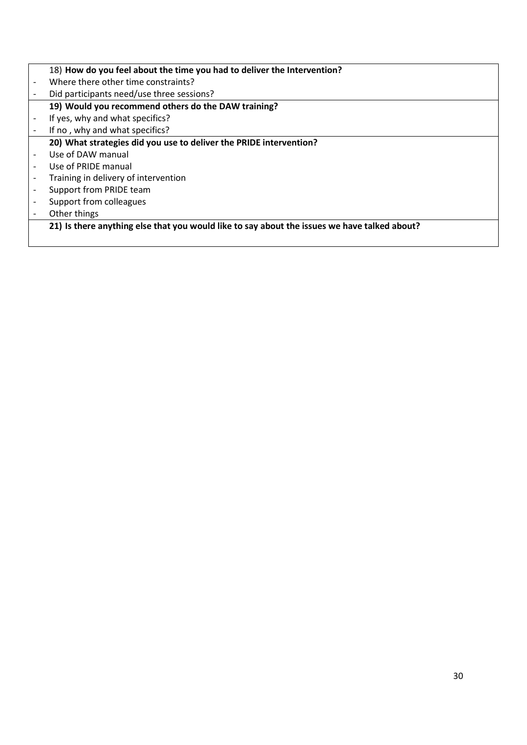18) **How do you feel about the time you had to deliver the Intervention?**

- Where there other time constraints?
- Did participants need/use three sessions?

**19) Would you recommend others do the DAW training?**

- If yes, why and what specifics?
- If no , why and what specifics?

**20) What strategies did you use to deliver the PRIDE intervention?**

- Use of DAW manual
- Use of PRIDE manual
- Training in delivery of intervention
- Support from PRIDE team
- Support from colleagues
- Other things

**21) Is there anything else that you would like to say about the issues we have talked about?**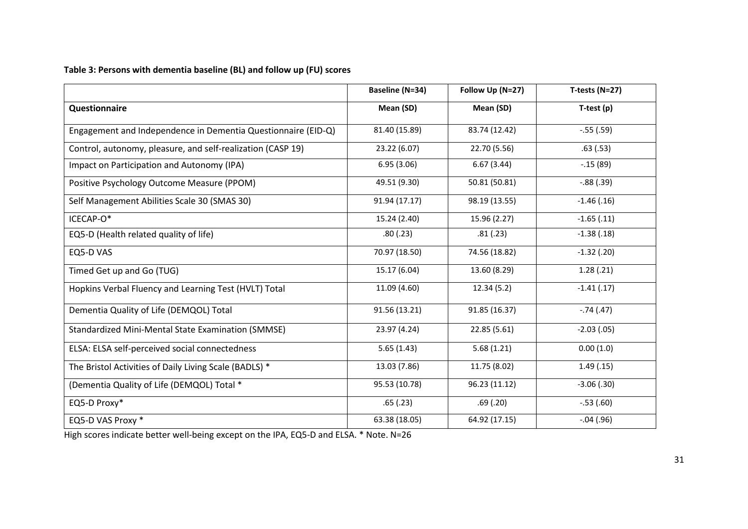**Table 3: Persons with dementia baseline (BL) and follow up (FU) scores**

| | Baseline (N=34) | Follow Up (N=27) | T-tests (N=27) |
|---|---|---|---|
| **Questionnaire** | **Mean (SD)** | **Mean (SD)** | **T-test (p)** |
| Engagement and Independence in Dementia Questionnaire (EID-Q) | 81.40 (15.89) | 83.74 (12.42) | -.55 (.59) |
| Control, autonomy, pleasure, and self-realization (CASP 19) | 23.22 (6.07) | 22.70 (5.56) | .63 (.53) |
| Impact on Participation and Autonomy (IPA) | 6.95 (3.06) | 6.67 (3.44) | -.15 (89) |
| Positive Psychology Outcome Measure (PPOM) | 49.51 (9.30) | 50.81 (50.81) | -.88 (.39) |
| Self Management Abilities Scale 30 (SMAS 30) | 91.94 (17.17) | 98.19 (13.55) | -1.46 (.16) |
| ICECAP-O* | 15.24 (2.40) | 15.96 (2.27) | -1.65 (.11) |
| EQ5-D (Health related quality of life) | .80 (.23) | .81 (.23) | -1.38 (.18) |
| EQ5-D VAS | 70.97 (18.50) | 74.56 (18.82) | -1.32 (.20) |
| Timed Get up and Go (TUG) | 15.17 (6.04) | 13.60 (8.29) | 1.28 (.21) |
| Hopkins Verbal Fluency and Learning Test (HVLT) Total | 11.09 (4.60) | 12.34 (5.2) | -1.41 (.17) |
| Dementia Quality of Life (DEMQOL) Total | 91.56 (13.21) | 91.85 (16.37) | -.74 (.47) |
| Standardized Mini-Mental State Examination (SMMSE) | 23.97 (4.24) | 22.85 (5.61) | -2.03 (.05) |
| ELSA: ELSA self-perceived social connectedness | 5.65 (1.43) | 5.68 (1.21) | 0.00 (1.0) |
| The Bristol Activities of Daily Living Scale (BADLS) * | 13.03 (7.86) | 11.75 (8.02) | 1.49 (.15) |
| (Dementia Quality of Life (DEMQOL) Total * | 95.53 (10.78) | 96.23 (11.12) | -3.06 (.30) |
| EQ5-D Proxy* | .65 (.23) | .69 (.20) | -.53 (.60) |
| EQ5-D VAS Proxy * | 63.38 (18.05) | 64.92 (17.15) | -.04 (.96) |

High scores indicate better well-being except on the IPA, EQ5-D and ELSA. * Note. N=26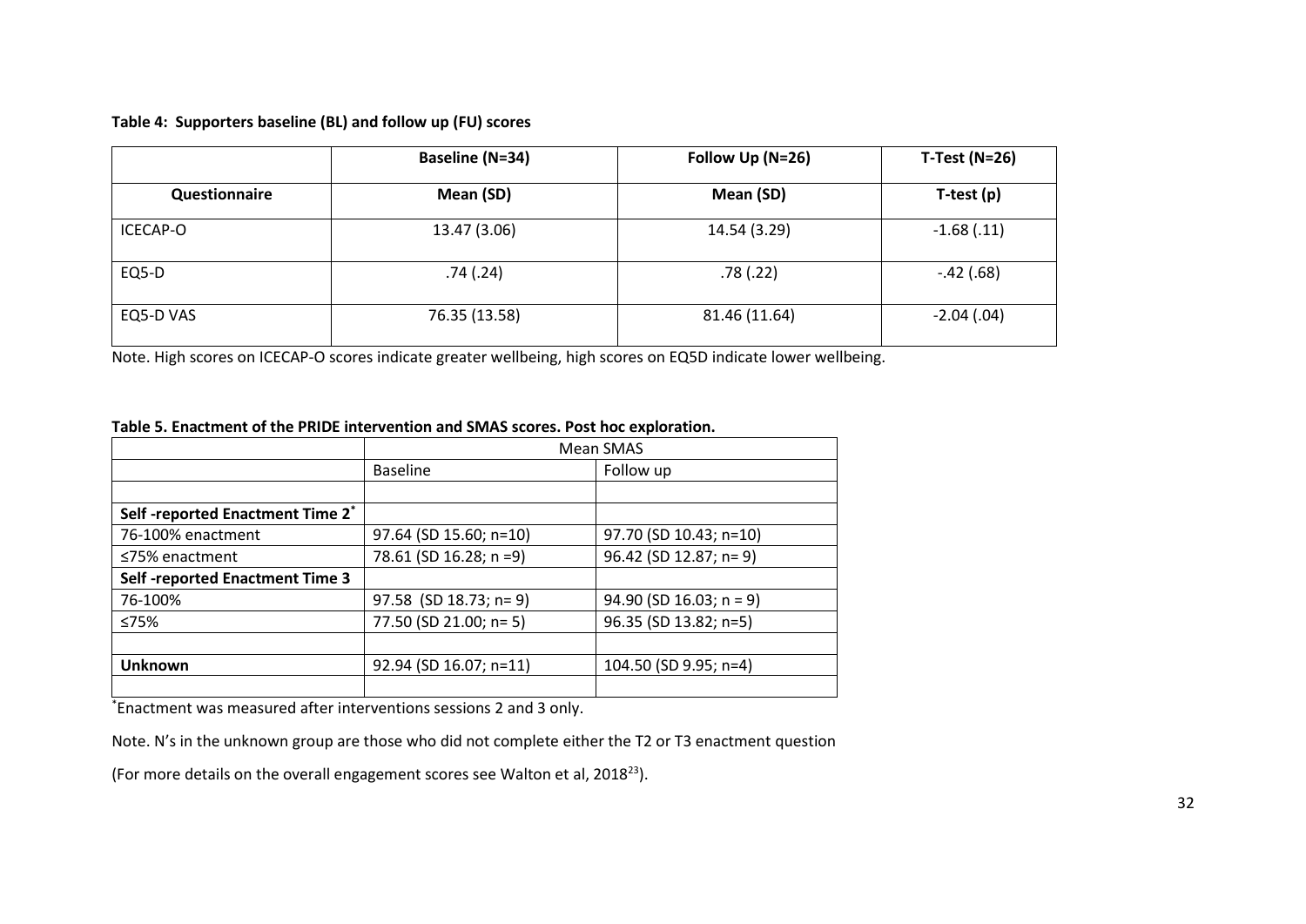**Table 4: Supporters baseline (BL) and follow up (FU) scores**

| | Baseline (N=34) | Follow Up (N=26) | T-Test (N=26) |
|---|---|---|---|
| **Questionnaire** | **Mean (SD)** | **Mean (SD)** | **T-test (p)** |
| ICECAP-O | 13.47 (3.06) | 14.54 (3.29) | -1.68 (.11) |
| EQ5-D | .74 (.24) | .78 (.22) | -.42 (.68) |
| EQ5-D VAS | 76.35 (13.58) | 81.46 (11.64) | -2.04 (.04) |

Note. High scores on ICECAP-O scores indicate greater wellbeing, high scores on EQ5D indicate lower wellbeing.

**Table 5. Enactment of the PRIDE intervention and SMAS scores. Post hoc exploration.**

| | Mean SMAS | |
|---|---|---|
| | Baseline | Follow up |
| | | |
| **Self -reported Enactment Time 2*** | | |
| 76-100% enactment | 97.64 (SD 15.60; n=10) | 97.70 (SD 10.43; n=10) |
| ≤75% enactment | 78.61 (SD 16.28; n =9) | 96.42 (SD 12.87; n= 9) |
| **Self -reported Enactment Time 3** | | |
| 76-100% | 97.58 (SD 18.73; n= 9) | 94.90 (SD 16.03; n = 9) |
| ≤75% | 77.50 (SD 21.00; n= 5) | 96.35 (SD 13.82; n=5) |
| | | |
| **Unknown** | 92.94 (SD 16.07; n=11) | 104.50 (SD 9.95; n=4) |
| | | |

*Enactment was measured after interventions sessions 2 and 3 only.

Note. N's in the unknown group are those who did not complete either the T2 or T3 enactment question

(For more details on the overall engagement scores see Walton et al, 2018[23]).